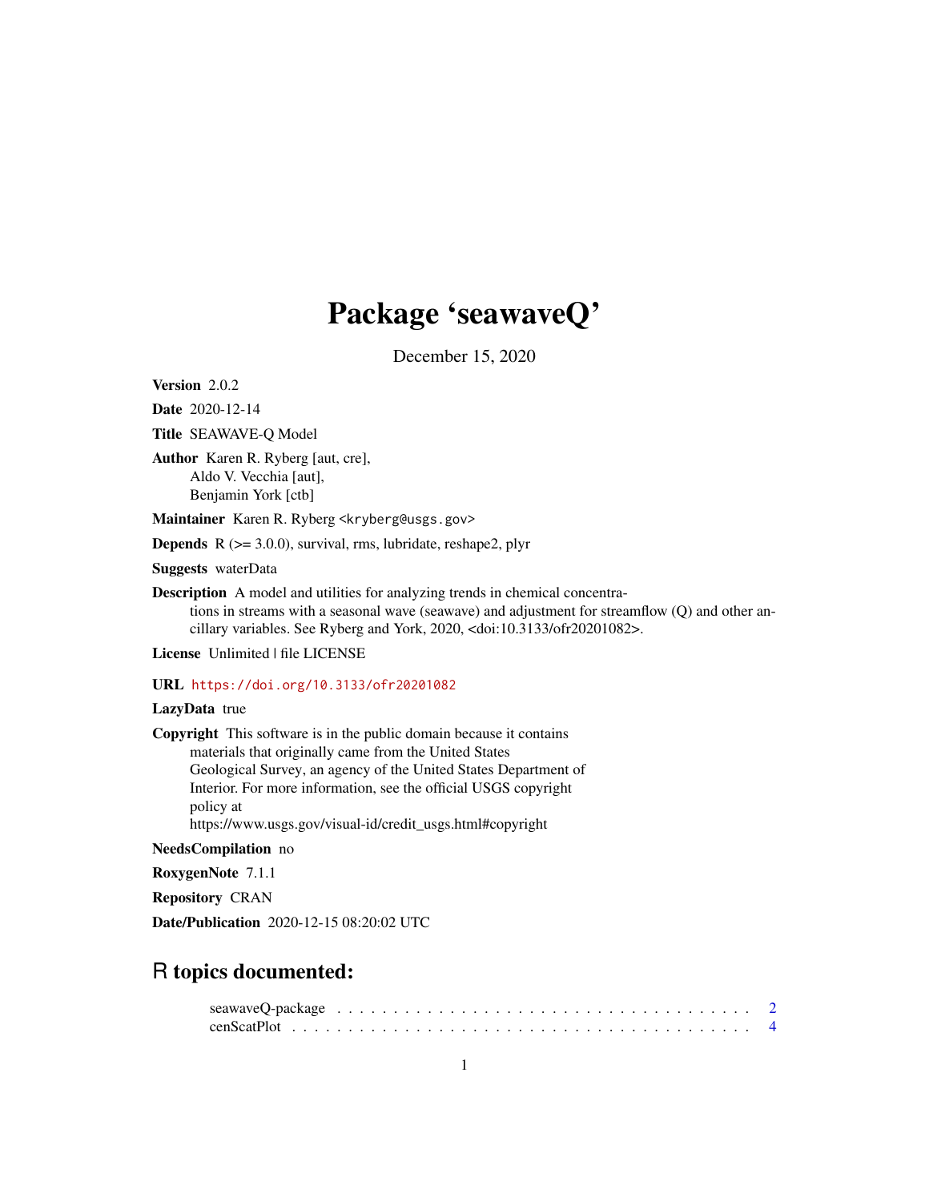# Package 'seawaveQ'

December 15, 2020

**Version** 2.0.2

**Date** 2020-12-14

**Title** SEAWAVE-Q Model

**Author** Karen R. Ryberg [aut, cre],
Aldo V. Vecchia [aut],
Benjamin York [ctb]

**Maintainer** Karen R. Ryberg <kryberg@usgs.gov>

**Depends** R (>= 3.0.0), survival, rms, lubridate, reshape2, plyr

**Suggests** waterData

**Description** A model and utilities for analyzing trends in chemical concentrations in streams with a seasonal wave (seawave) and adjustment for streamflow (Q) and other ancillary variables. See Ryberg and York, 2020, <doi:10.3133/ofr20201082>.

**License** Unlimited | file LICENSE

**URL** https://doi.org/10.3133/ofr20201082

**LazyData** true

**Copyright** This software is in the public domain because it contains materials that originally came from the United States Geological Survey, an agency of the United States Department of Interior. For more information, see the official USGS copyright policy at https://www.usgs.gov/visual-id/credit_usgs.html#copyright

**NeedsCompilation** no

**RoxygenNote** 7.1.1

**Repository** CRAN

**Date/Publication** 2020-12-15 08:20:02 UTC

## R topics documented:

seawaveQ-package . . . . . . . . . . . . . . . . . . . . . . . . . . . . . . . . . . . . 2
cenScatPlot . . . . . . . . . . . . . . . . . . . . . . . . . . . . . . . . . . . . . . . 4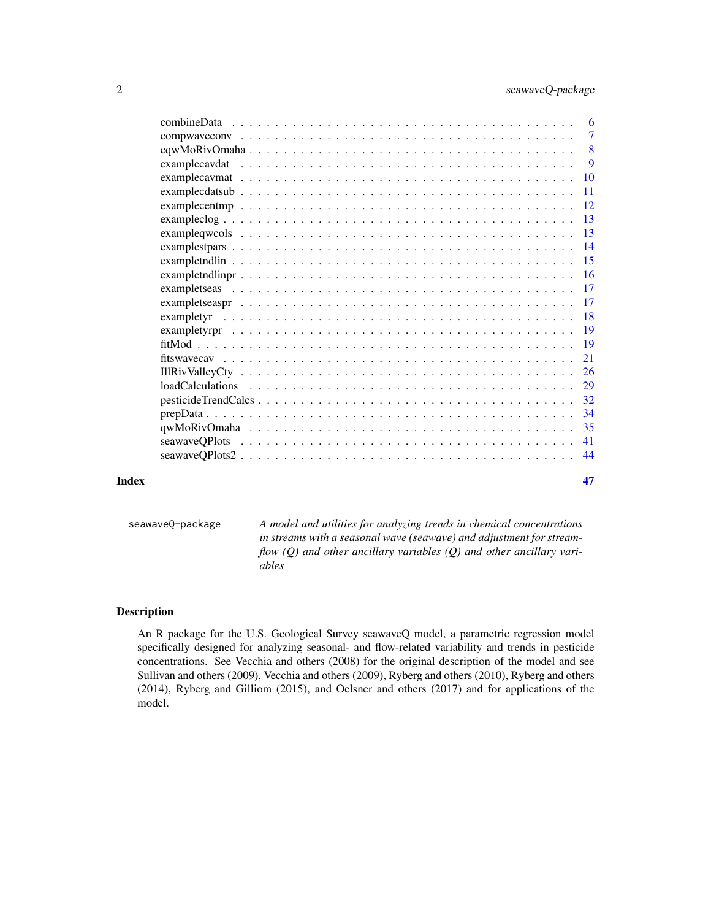| | |
|---|---|
| combineData | 6 |
| compwaveconv | 7 |
| cqwMoRivOmaha | 8 |
| examplecavdat | 9 |
| examplecavmat | 10 |
| examplecdatsub | 11 |
| examplecentmp | 12 |
| exampleclog | 13 |
| exampleqwcols | 13 |
| examplestpars | 14 |
| exampletndlin | 15 |
| exampletndlinpr | 16 |
| exampletseas | 17 |
| exampletseaspr | 17 |
| exampletyr | 18 |
| exampletyrpr | 19 |
| fitMod | 19 |
| fitswavecav | 21 |
| IllRivValleyCty | 26 |
| loadCalculations | 29 |
| pesticideTrendCalcs | 32 |
| prepData | 34 |
| qwMoRivOmaha | 35 |
| seawaveQPlots | 41 |
| seawaveQPlots2 | 44 |

**Index** 47

---

`seawaveQ-package` *A model and utilities for analyzing trends in chemical concentrations in streams with a seasonal wave (seawave) and adjustment for streamflow (Q) and other ancillary variables (Q) and other ancillary variables*

---

## Description

An R package for the U.S. Geological Survey seawaveQ model, a parametric regression model specifically designed for analyzing seasonal- and flow-related variability and trends in pesticide concentrations. See Vecchia and others (2008) for the original description of the model and see Sullivan and others (2009), Vecchia and others (2009), Ryberg and others (2010), Ryberg and others (2014), Ryberg and Gilliom (2015), and Oelsner and others (2017) and for applications of the model.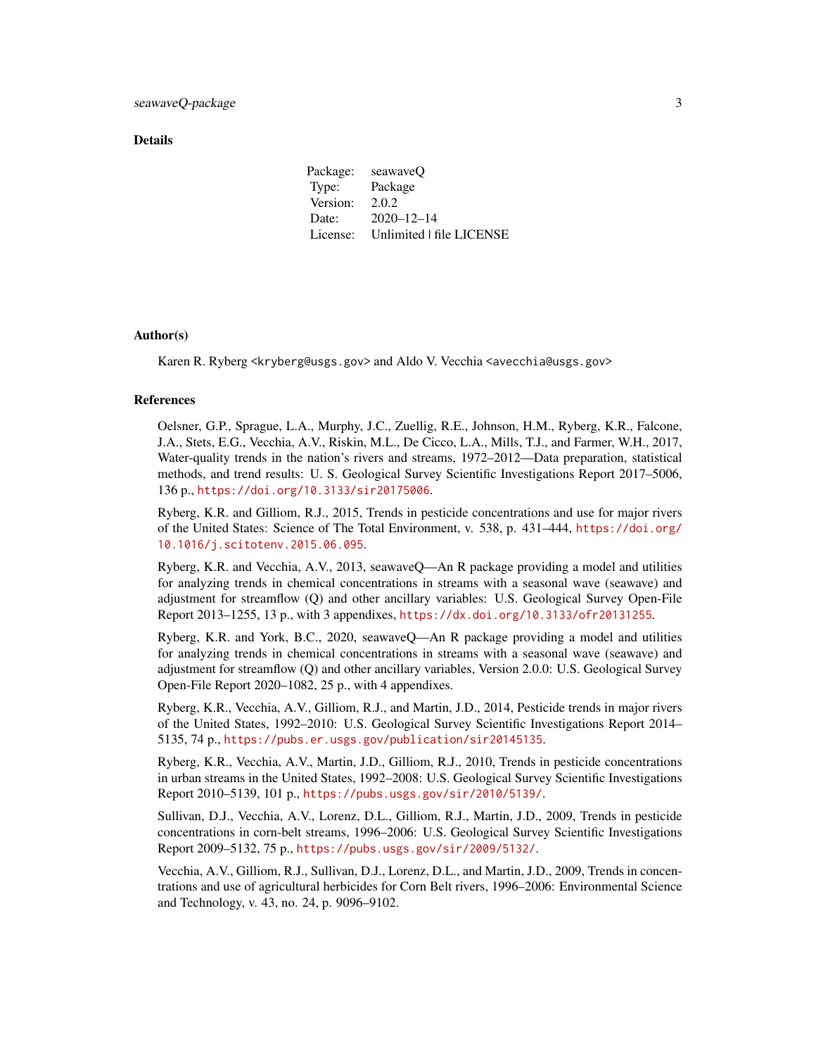## Details

| Package: | seawaveQ |
|---|---|
| Type: | Package |
| Version: | 2.0.2 |
| Date: | 2020–12–14 |
| License: | Unlimited \| file LICENSE |

## Author(s)

Karen R. Ryberg <kryberg@usgs.gov> and Aldo V. Vecchia <avecchia@usgs.gov>

## References

Oelsner, G.P., Sprague, L.A., Murphy, J.C., Zuellig, R.E., Johnson, H.M., Ryberg, K.R., Falcone, J.A., Stets, E.G., Vecchia, A.V., Riskin, M.L., De Cicco, L.A., Mills, T.J., and Farmer, W.H., 2017, Water-quality trends in the nation's rivers and streams, 1972–2012—Data preparation, statistical methods, and trend results: U. S. Geological Survey Scientific Investigations Report 2017–5006, 136 p., https://doi.org/10.3133/sir20175006.

Ryberg, K.R. and Gilliom, R.J., 2015, Trends in pesticide concentrations and use for major rivers of the United States: Science of The Total Environment, v. 538, p. 431–444, https://doi.org/10.1016/j.scitotenv.2015.06.095.

Ryberg, K.R. and Vecchia, A.V., 2013, seawaveQ—An R package providing a model and utilities for analyzing trends in chemical concentrations in streams with a seasonal wave (seawave) and adjustment for streamflow (Q) and other ancillary variables: U.S. Geological Survey Open-File Report 2013–1255, 13 p., with 3 appendixes, https://dx.doi.org/10.3133/ofr20131255.

Ryberg, K.R. and York, B.C., 2020, seawaveQ—An R package providing a model and utilities for analyzing trends in chemical concentrations in streams with a seasonal wave (seawave) and adjustment for streamflow (Q) and other ancillary variables, Version 2.0.0: U.S. Geological Survey Open-File Report 2020–1082, 25 p., with 4 appendixes.

Ryberg, K.R., Vecchia, A.V., Gilliom, R.J., and Martin, J.D., 2014, Pesticide trends in major rivers of the United States, 1992–2010: U.S. Geological Survey Scientific Investigations Report 2014–5135, 74 p., https://pubs.er.usgs.gov/publication/sir20145135.

Ryberg, K.R., Vecchia, A.V., Martin, J.D., Gilliom, R.J., 2010, Trends in pesticide concentrations in urban streams in the United States, 1992–2008: U.S. Geological Survey Scientific Investigations Report 2010–5139, 101 p., https://pubs.usgs.gov/sir/2010/5139/.

Sullivan, D.J., Vecchia, A.V., Lorenz, D.L., Gilliom, R.J., Martin, J.D., 2009, Trends in pesticide concentrations in corn-belt streams, 1996–2006: U.S. Geological Survey Scientific Investigations Report 2009–5132, 75 p., https://pubs.usgs.gov/sir/2009/5132/.

Vecchia, A.V., Gilliom, R.J., Sullivan, D.J., Lorenz, D.L., and Martin, J.D., 2009, Trends in concentrations and use of agricultural herbicides for Corn Belt rivers, 1996–2006: Environmental Science and Technology, v. 43, no. 24, p. 9096–9102.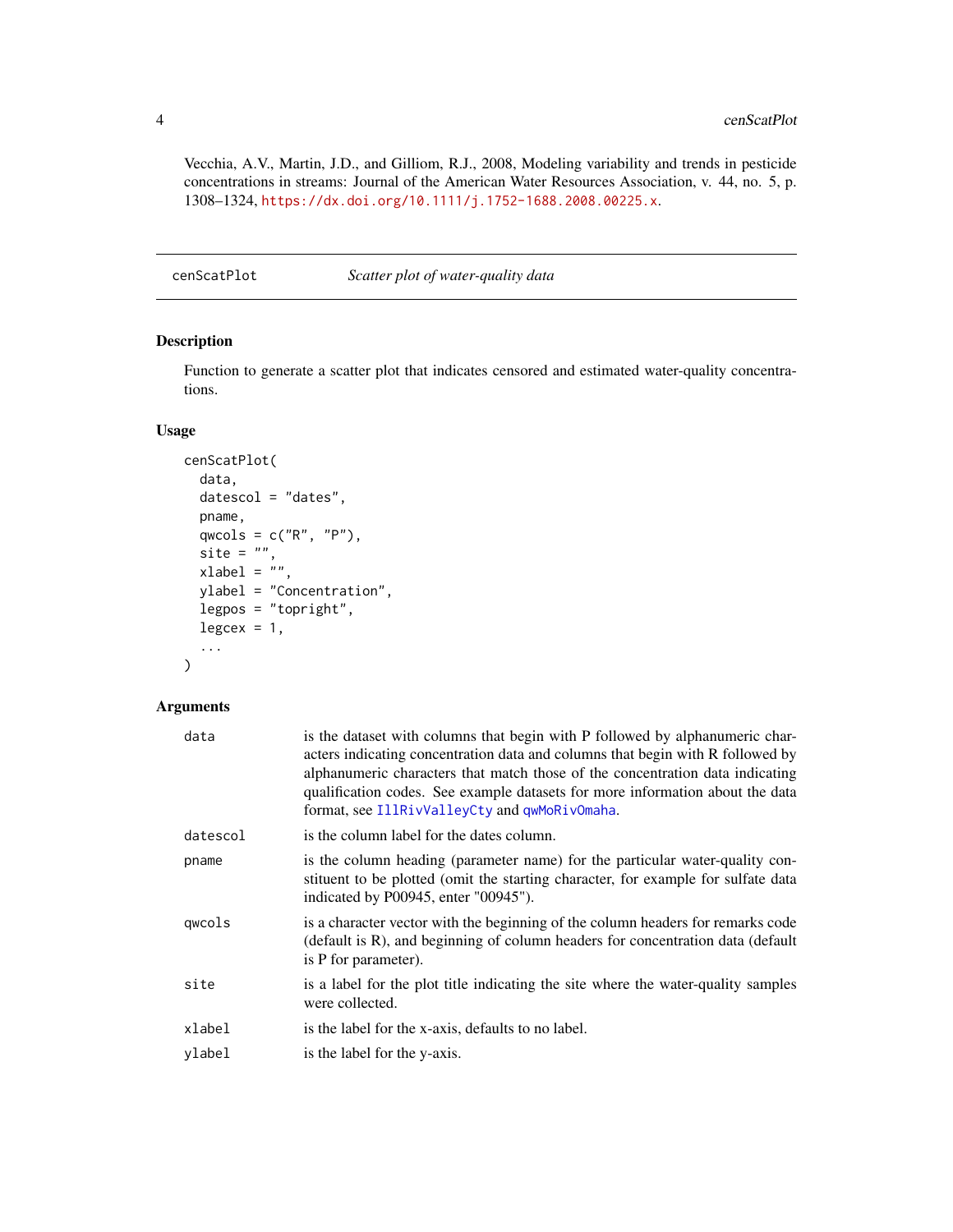Vecchia, A.V., Martin, J.D., and Gilliom, R.J., 2008, Modeling variability and trends in pesticide concentrations in streams: Journal of the American Water Resources Association, v. 44, no. 5, p. 1308–1324, https://dx.doi.org/10.1111/j.1752-1688.2008.00225.x.

## cenScatPlot — *Scatter plot of water-quality data*

### Description

Function to generate a scatter plot that indicates censored and estimated water-quality concentrations.

### Usage

```
cenScatPlot(
  data,
  datescol = "dates",
  pname,
  qwcols = c("R", "P"),
  site = "",
  xlabel = "",
  ylabel = "Concentration",
  legpos = "topright",
  legcex = 1,
  ...
)
```

### Arguments

| Argument | Description |
|---|---|
| `data` | is the dataset with columns that begin with P followed by alphanumeric characters indicating concentration data and columns that begin with R followed by alphanumeric characters that match those of the concentration data indicating qualification codes. See example datasets for more information about the data format, see IllRivValleyCty and qwMoRivOmaha. |
| `datescol` | is the column label for the dates column. |
| `pname` | is the column heading (parameter name) for the particular water-quality constituent to be plotted (omit the starting character, for example for sulfate data indicated by P00945, enter "00945"). |
| `qwcols` | is a character vector with the beginning of the column headers for remarks code (default is R), and beginning of column headers for concentration data (default is P for parameter). |
| `site` | is a label for the plot title indicating the site where the water-quality samples were collected. |
| `xlabel` | is the label for the x-axis, defaults to no label. |
| `ylabel` | is the label for the y-axis. |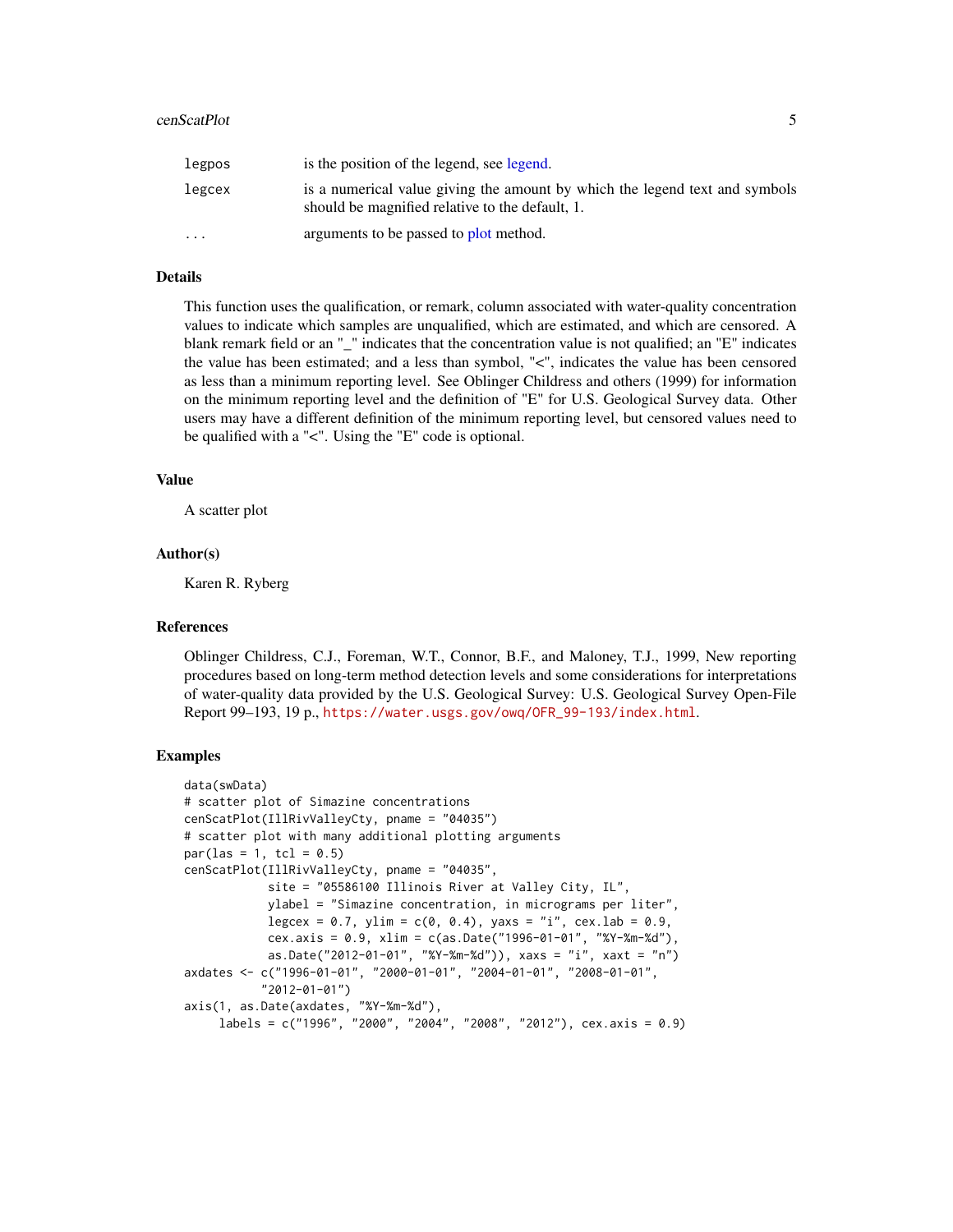| | |
|---|---|
| legpos | is the position of the legend, see legend. |
| legcex | is a numerical value giving the amount by which the legend text and symbols should be magnified relative to the default, 1. |
| ... | arguments to be passed to plot method. |

### Details

This function uses the qualification, or remark, column associated with water-quality concentration values to indicate which samples are unqualified, which are estimated, and which are censored. A blank remark field or an "_" indicates that the concentration value is not qualified; an "E" indicates the value has been estimated; and a less than symbol, "<", indicates the value has been censored as less than a minimum reporting level. See Oblinger Childress and others (1999) for information on the minimum reporting level and the definition of "E" for U.S. Geological Survey data. Other users may have a different definition of the minimum reporting level, but censored values need to be qualified with a "<". Using the "E" code is optional.

### Value

A scatter plot

### Author(s)

Karen R. Ryberg

### References

Oblinger Childress, C.J., Foreman, W.T., Connor, B.F., and Maloney, T.J., 1999, New reporting procedures based on long-term method detection levels and some considerations for interpretations of water-quality data provided by the U.S. Geological Survey: U.S. Geological Survey Open-File Report 99–193, 19 p., https://water.usgs.gov/owq/OFR_99-193/index.html.

### Examples

```
data(swData)
# scatter plot of Simazine concentrations
cenScatPlot(IllRivValleyCty, pname = "04035")
# scatter plot with many additional plotting arguments
par(las = 1, tcl = 0.5)
cenScatPlot(IllRivValleyCty, pname = "04035",
            site = "05586100 Illinois River at Valley City, IL",
            ylabel = "Simazine concentration, in micrograms per liter",
            legcex = 0.7, ylim = c(0, 0.4), yaxs = "i", cex.lab = 0.9,
            cex.axis = 0.9, xlim = c(as.Date("1996-01-01", "%Y-%m-%d"),
            as.Date("2012-01-01", "%Y-%m-%d")), xaxs = "i", xaxt = "n")
axdates <- c("1996-01-01", "2000-01-01", "2004-01-01", "2008-01-01",
           "2012-01-01")
axis(1, as.Date(axdates, "%Y-%m-%d"),
     labels = c("1996", "2000", "2004", "2008", "2012"), cex.axis = 0.9)
```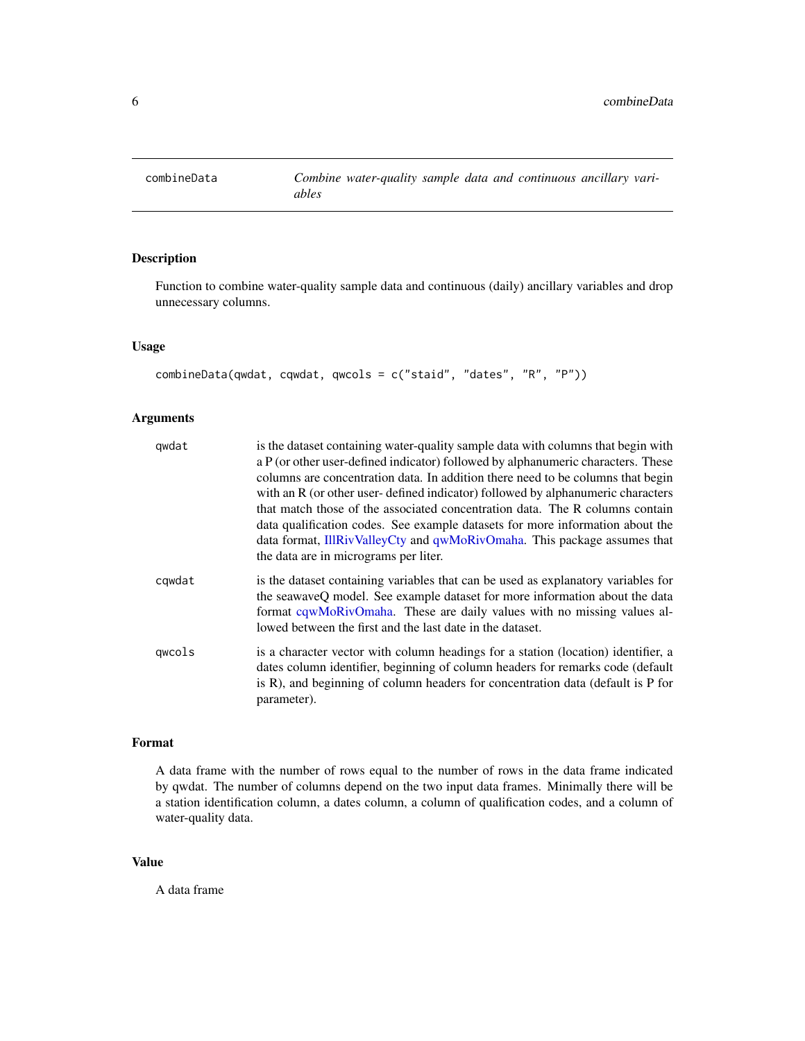# combineData — *Combine water-quality sample data and continuous ancillary variables*

## Description

Function to combine water-quality sample data and continuous (daily) ancillary variables and drop unnecessary columns.

## Usage

```
combineData(qwdat, cqwdat, qwcols = c("staid", "dates", "R", "P"))
```

## Arguments

| | |
|---|---|
| qwdat | is the dataset containing water-quality sample data with columns that begin with a P (or other user-defined indicator) followed by alphanumeric characters. These columns are concentration data. In addition there need to be columns that begin with an R (or other user- defined indicator) followed by alphanumeric characters that match those of the associated concentration data. The R columns contain data qualification codes. See example datasets for more information about the data format, IllRivValleyCty and qwMoRivOmaha. This package assumes that the data are in micrograms per liter. |
| cqwdat | is the dataset containing variables that can be used as explanatory variables for the seawaveQ model. See example dataset for more information about the data format cqwMoRivOmaha. These are daily values with no missing values allowed between the first and the last date in the dataset. |
| qwcols | is a character vector with column headings for a station (location) identifier, a dates column identifier, beginning of column headers for remarks code (default is R), and beginning of column headers for concentration data (default is P for parameter). |

## Format

A data frame with the number of rows equal to the number of rows in the data frame indicated by qwdat. The number of columns depend on the two input data frames. Minimally there will be a station identification column, a dates column, a column of qualification codes, and a column of water-quality data.

## Value

A data frame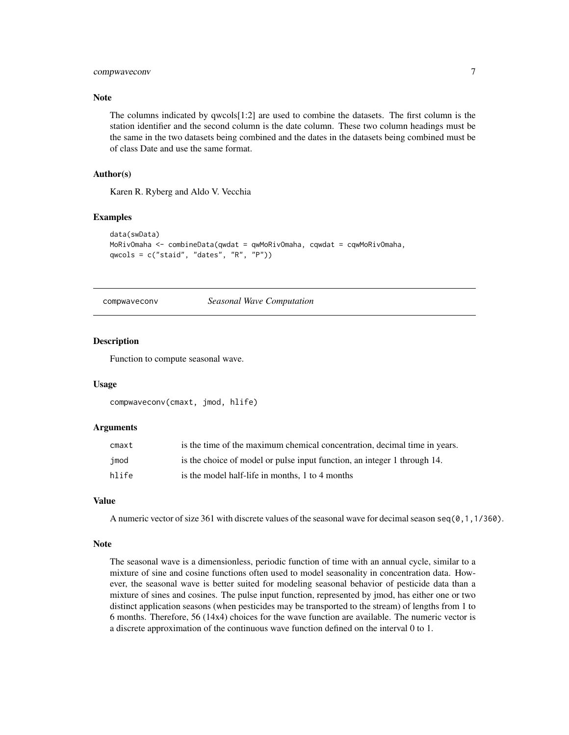### Note

The columns indicated by qwcols[1:2] are used to combine the datasets. The first column is the station identifier and the second column is the date column. These two column headings must be the same in the two datasets being combined and the dates in the datasets being combined must be of class Date and use the same format.

### Author(s)

Karen R. Ryberg and Aldo V. Vecchia

### Examples

```
data(swData)
MoRivOmaha <- combineData(qwdat = qwMoRivOmaha, cqwdat = cqwMoRivOmaha,
qwcols = c("staid", "dates", "R", "P"))
```

---

## compwaveconv *Seasonal Wave Computation*

---

### Description

Function to compute seasonal wave.

### Usage

```
compwaveconv(cmaxt, jmod, hlife)
```

### Arguments

| | |
|---|---|
| cmaxt | is the time of the maximum chemical concentration, decimal time in years. |
| jmod | is the choice of model or pulse input function, an integer 1 through 14. |
| hlife | is the model half-life in months, 1 to 4 months |

### Value

A numeric vector of size 361 with discrete values of the seasonal wave for decimal season `seq(0,1,1/360)`.

### Note

The seasonal wave is a dimensionless, periodic function of time with an annual cycle, similar to a mixture of sine and cosine functions often used to model seasonality in concentration data. However, the seasonal wave is better suited for modeling seasonal behavior of pesticide data than a mixture of sines and cosines. The pulse input function, represented by jmod, has either one or two distinct application seasons (when pesticides may be transported to the stream) of lengths from 1 to 6 months. Therefore, 56 (14x4) choices for the wave function are available. The numeric vector is a discrete approximation of the continuous wave function defined on the interval 0 to 1.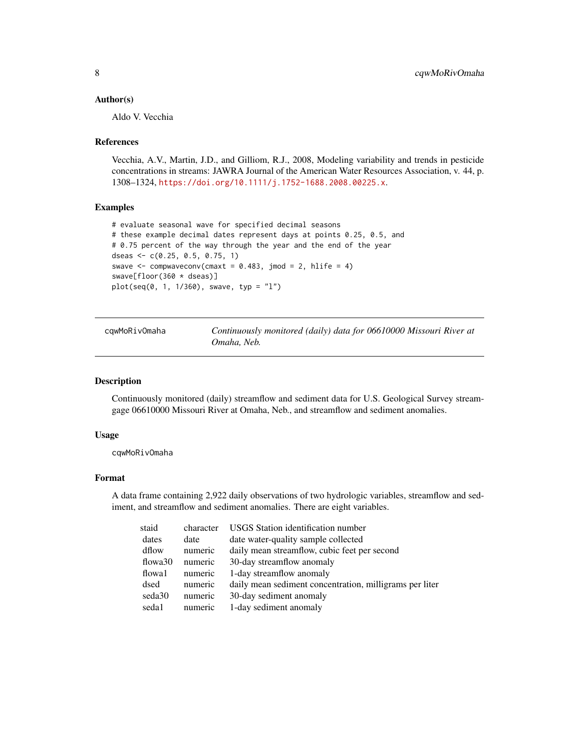### Author(s)

Aldo V. Vecchia

### References

Vecchia, A.V., Martin, J.D., and Gilliom, R.J., 2008, Modeling variability and trends in pesticide concentrations in streams: JAWRA Journal of the American Water Resources Association, v. 44, p. 1308–1324, https://doi.org/10.1111/j.1752-1688.2008.00225.x.

### Examples

```
# evaluate seasonal wave for specified decimal seasons
# these example decimal dates represent days at points 0.25, 0.5, and
# 0.75 percent of the way through the year and the end of the year
dseas <- c(0.25, 0.5, 0.75, 1)
swave <- compwaveconv(cmaxt = 0.483, jmod = 2, hlife = 4)
swave[floor(360 * dseas)]
plot(seq(0, 1, 1/360), swave, typ = "l")
```

---

## cqwMoRivOmaha — *Continuously monitored (daily) data for 06610000 Missouri River at Omaha, Neb.*

### Description

Continuously monitored (daily) streamflow and sediment data for U.S. Geological Survey streamgage 06610000 Missouri River at Omaha, Neb., and streamflow and sediment anomalies.

### Usage

```
cqwMoRivOmaha
```

### Format

A data frame containing 2,922 daily observations of two hydrologic variables, streamflow and sediment, and streamflow and sediment anomalies. There are eight variables.

| | | |
|---|---|---|
| staid | character | USGS Station identification number |
| dates | date | date water-quality sample collected |
| dflow | numeric | daily mean streamflow, cubic feet per second |
| flowa30 | numeric | 30-day streamflow anomaly |
| flowa1 | numeric | 1-day streamflow anomaly |
| dsed | numeric | daily mean sediment concentration, milligrams per liter |
| seda30 | numeric | 30-day sediment anomaly |
| seda1 | numeric | 1-day sediment anomaly |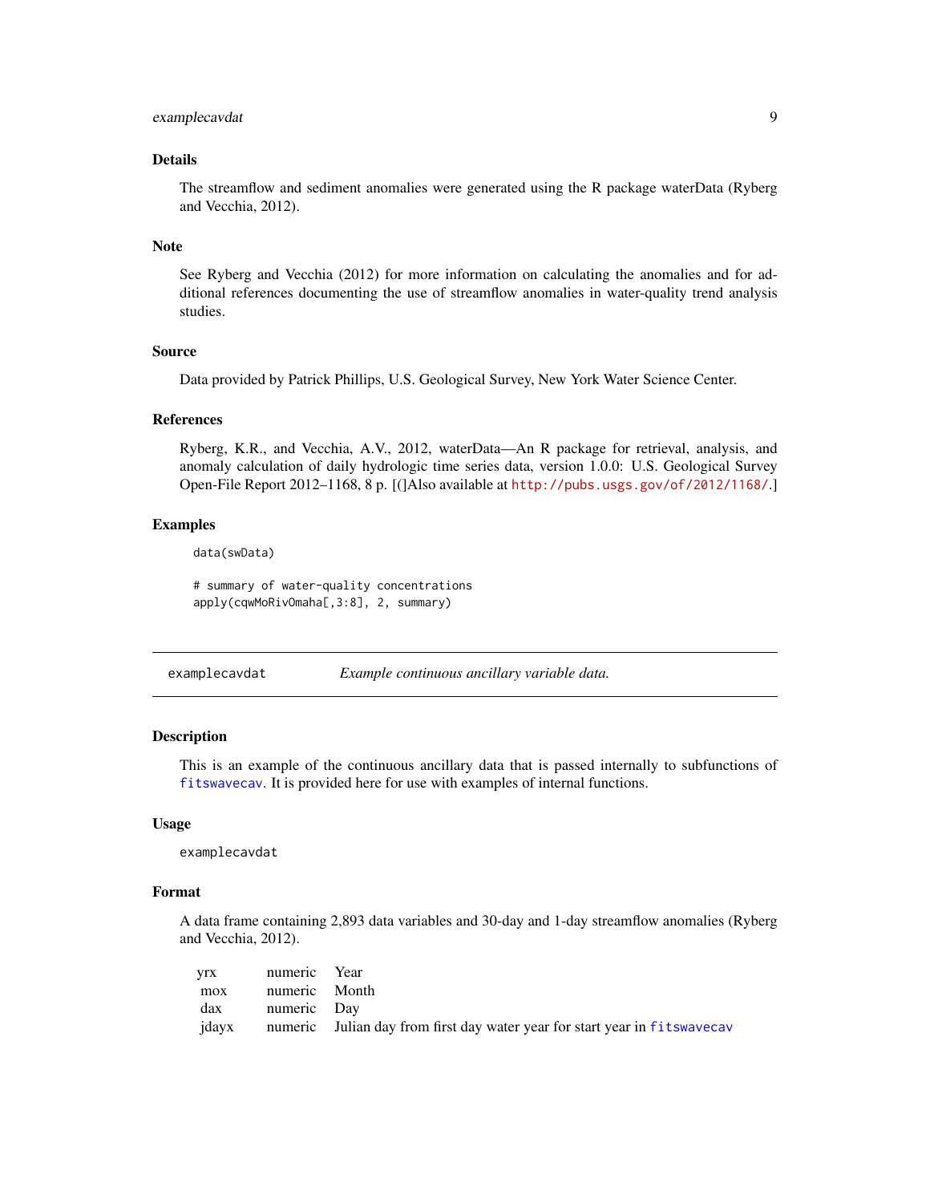### Details

The streamflow and sediment anomalies were generated using the R package waterData (Ryberg and Vecchia, 2012).

### Note

See Ryberg and Vecchia (2012) for more information on calculating the anomalies and for additional references documenting the use of streamflow anomalies in water-quality trend analysis studies.

### Source

Data provided by Patrick Phillips, U.S. Geological Survey, New York Water Science Center.

### References

Ryberg, K.R., and Vecchia, A.V., 2012, waterData—An R package for retrieval, analysis, and anomaly calculation of daily hydrologic time series data, version 1.0.0: U.S. Geological Survey Open-File Report 2012–1168, 8 p. [(]Also available at http://pubs.usgs.gov/of/2012/1168/.]

### Examples

```
data(swData)

# summary of water-quality concentrations
apply(cqwMoRivOmaha[,3:8], 2, summary)
```

---

## examplecavdat — *Example continuous ancillary variable data.*

### Description

This is an example of the continuous ancillary data that is passed internally to subfunctions of fitswavecav. It is provided here for use with examples of internal functions.

### Usage

```
examplecavdat
```

### Format

A data frame containing 2,893 data variables and 30-day and 1-day streamflow anomalies (Ryberg and Vecchia, 2012).

| | | |
|---|---|---|
| yrx | numeric | Year |
| mox | numeric | Month |
| dax | numeric | Day |
| jdayx | numeric | Julian day from first day water year for start year in fitswavecav |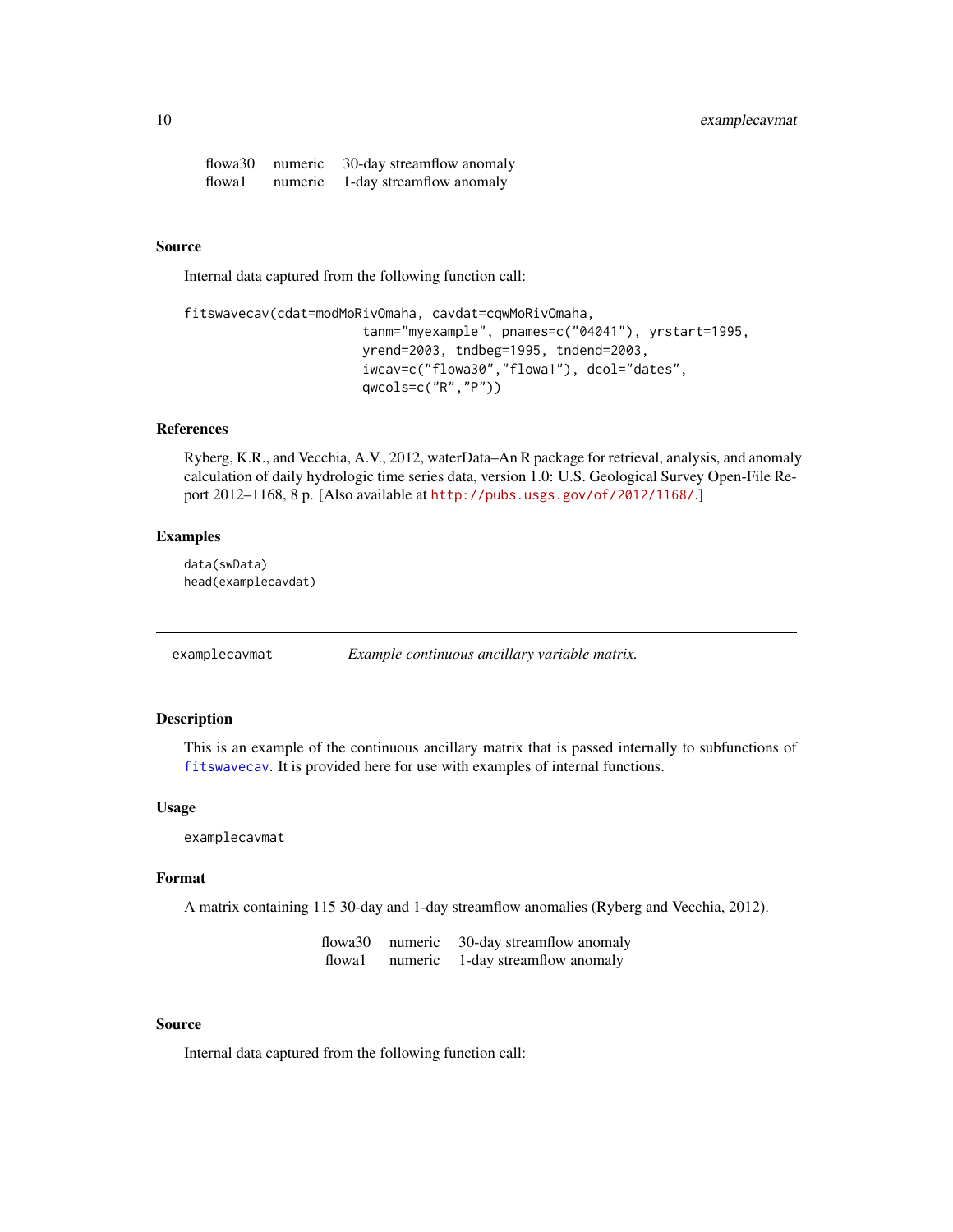| | | |
|---|---|---|
| flowa30 | numeric | 30-day streamflow anomaly |
| flowa1 | numeric | 1-day streamflow anomaly |

### Source

Internal data captured from the following function call:

```
fitswavecav(cdat=modMoRivOmaha, cavdat=cqwMoRivOmaha,
                        tanm="myexample", pnames=c("04041"), yrstart=1995,
                        yrend=2003, tndbeg=1995, tndend=2003,
                        iwcav=c("flowa30","flowa1"), dcol="dates",
                        qwcols=c("R","P"))
```

### References

Ryberg, K.R., and Vecchia, A.V., 2012, waterData–An R package for retrieval, analysis, and anomaly calculation of daily hydrologic time series data, version 1.0: U.S. Geological Survey Open-File Report 2012–1168, 8 p. [Also available at http://pubs.usgs.gov/of/2012/1168/.]

### Examples

```
data(swData)
head(examplecavdat)
```

---

## examplecavmat — *Example continuous ancillary variable matrix.*

### Description

This is an example of the continuous ancillary matrix that is passed internally to subfunctions of `fitswavecav`. It is provided here for use with examples of internal functions.

### Usage

```
examplecavmat
```

### Format

A matrix containing 115 30-day and 1-day streamflow anomalies (Ryberg and Vecchia, 2012).

| | | |
|---|---|---|
| flowa30 | numeric | 30-day streamflow anomaly |
| flowa1 | numeric | 1-day streamflow anomaly |

### Source

Internal data captured from the following function call: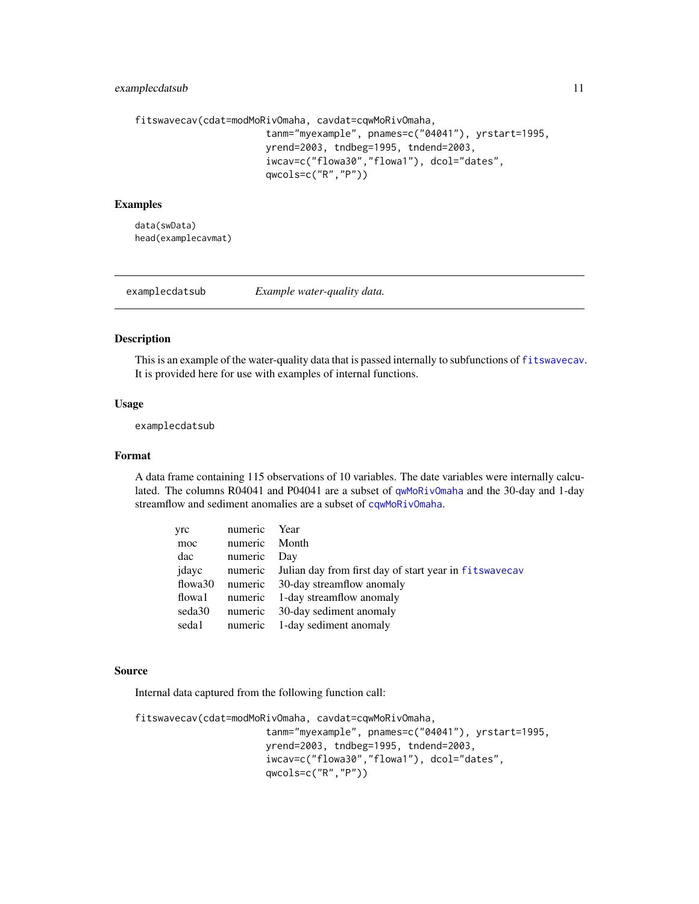```
fitswavecav(cdat=modMoRivOmaha, cavdat=cqwMoRivOmaha,
                       tanm="myexample", pnames=c("04041"), yrstart=1995,
                       yrend=2003, tndbeg=1995, tndend=2003,
                       iwcav=c("flowa30","flowa1"), dcol="dates",
                       qwcols=c("R","P"))
```

## Examples

```
data(swData)
head(examplecavmat)
```

---

# examplecdatsub — *Example water-quality data.*

---

## Description

This is an example of the water-quality data that is passed internally to subfunctions of `fitswavecav`. It is provided here for use with examples of internal functions.

## Usage

```
examplecdatsub
```

## Format

A data frame containing 115 observations of 10 variables. The date variables were internally calculated. The columns R04041 and P04041 are a subset of `qwMoRivOmaha` and the 30-day and 1-day streamflow and sediment anomalies are a subset of `cqwMoRivOmaha`.

| | | |
|---|---|---|
| yrc | numeric | Year |
| moc | numeric | Month |
| dac | numeric | Day |
| jdayc | numeric | Julian day from first day of start year in `fitswavecav` |
| flowa30 | numeric | 30-day streamflow anomaly |
| flowa1 | numeric | 1-day streamflow anomaly |
| seda30 | numeric | 30-day sediment anomaly |
| seda1 | numeric | 1-day sediment anomaly |

## Source

Internal data captured from the following function call:

```
fitswavecav(cdat=modMoRivOmaha, cavdat=cqwMoRivOmaha,
                       tanm="myexample", pnames=c("04041"), yrstart=1995,
                       yrend=2003, tndbeg=1995, tndend=2003,
                       iwcav=c("flowa30","flowa1"), dcol="dates",
                       qwcols=c("R","P"))
```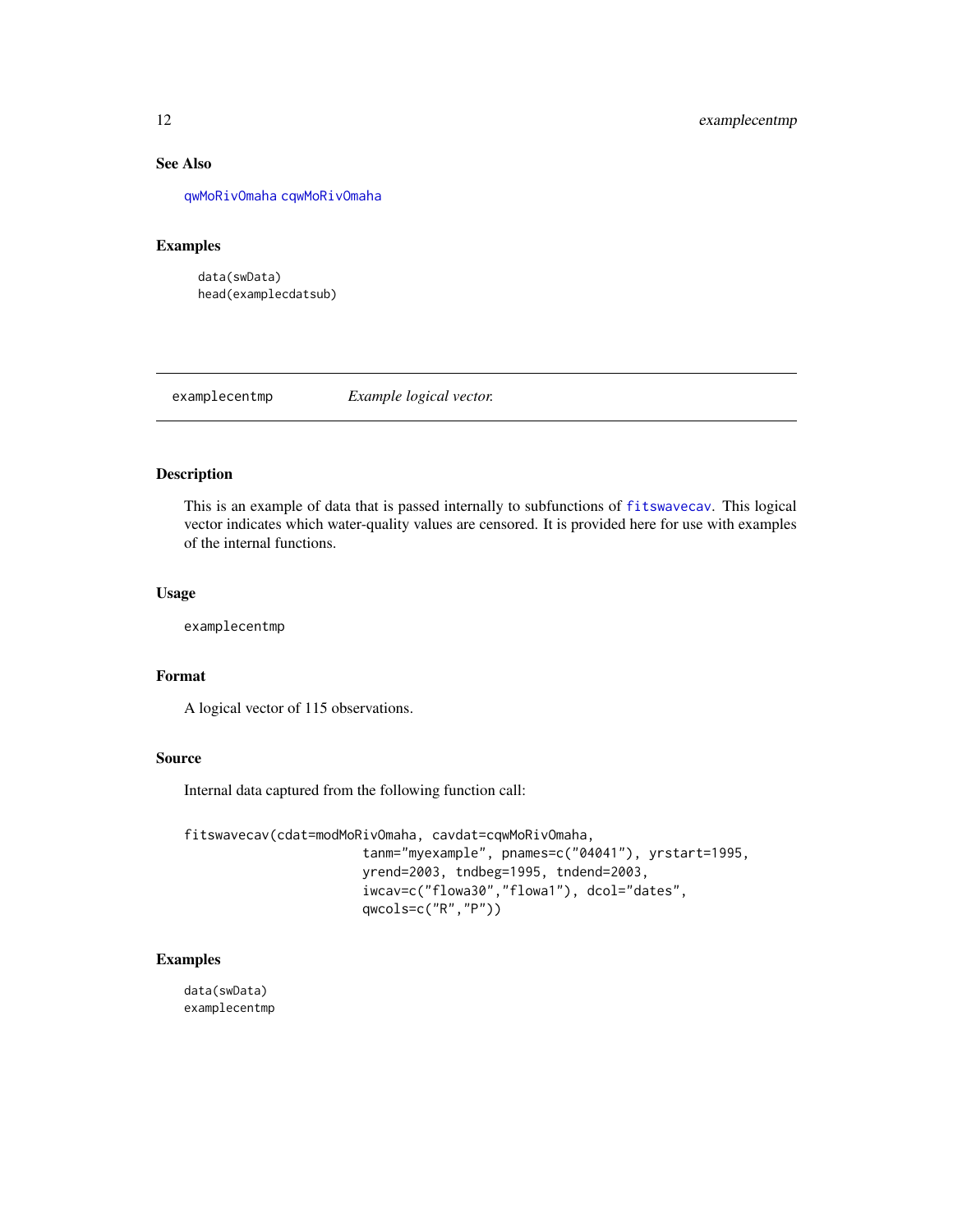### See Also

qwMoRivOmaha cqwMoRivOmaha

### Examples

```
data(swData)
head(examplecdatsub)
```

---

## examplecentmp — *Example logical vector.*

---

### Description

This is an example of data that is passed internally to subfunctions of fitswavecav. This logical vector indicates which water-quality values are censored. It is provided here for use with examples of the internal functions.

### Usage

```
examplecentmp
```

### Format

A logical vector of 115 observations.

### Source

Internal data captured from the following function call:

```
fitswavecav(cdat=modMoRivOmaha, cavdat=cqwMoRivOmaha,
                       tanm="myexample", pnames=c("04041"), yrstart=1995,
                       yrend=2003, tndbeg=1995, tndend=2003,
                       iwcav=c("flowa30","flowa1"), dcol="dates",
                       qwcols=c("R","P"))
```

### Examples

```
data(swData)
examplecentmp
```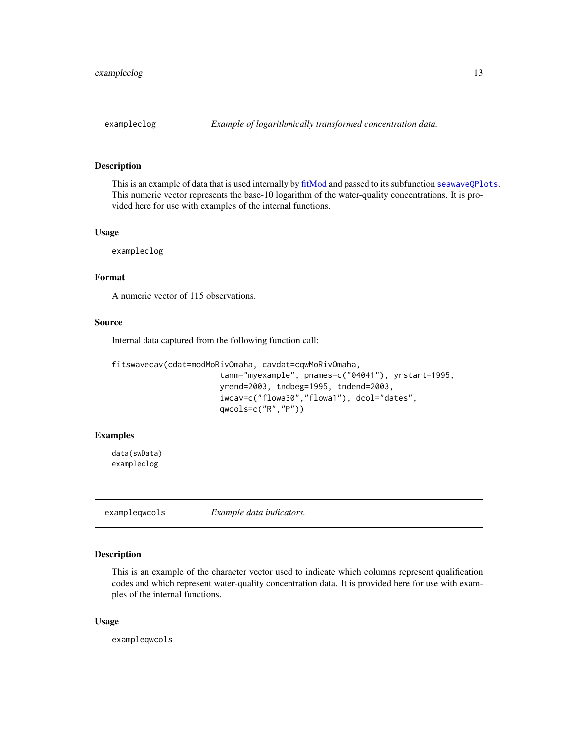## exampleclog — *Example of logarithmically transformed concentration data.*

### Description

This is an example of data that is used internally by fitMod and passed to its subfunction `seawaveQPlots`. This numeric vector represents the base-10 logarithm of the water-quality concentrations. It is provided here for use with examples of the internal functions.

### Usage

```
exampleclog
```

### Format

A numeric vector of 115 observations.

### Source

Internal data captured from the following function call:

```
fitswavecav(cdat=modMoRivOmaha, cavdat=cqwMoRivOmaha,
                       tanm="myexample", pnames=c("04041"), yrstart=1995,
                       yrend=2003, tndbeg=1995, tndend=2003,
                       iwcav=c("flowa30","flowa1"), dcol="dates",
                       qwcols=c("R","P"))
```

### Examples

```
data(swData)
exampleclog
```

## exampleqwcols — *Example data indicators.*

### Description

This is an example of the character vector used to indicate which columns represent qualification codes and which represent water-quality concentration data. It is provided here for use with examples of the internal functions.

### Usage

```
exampleqwcols
```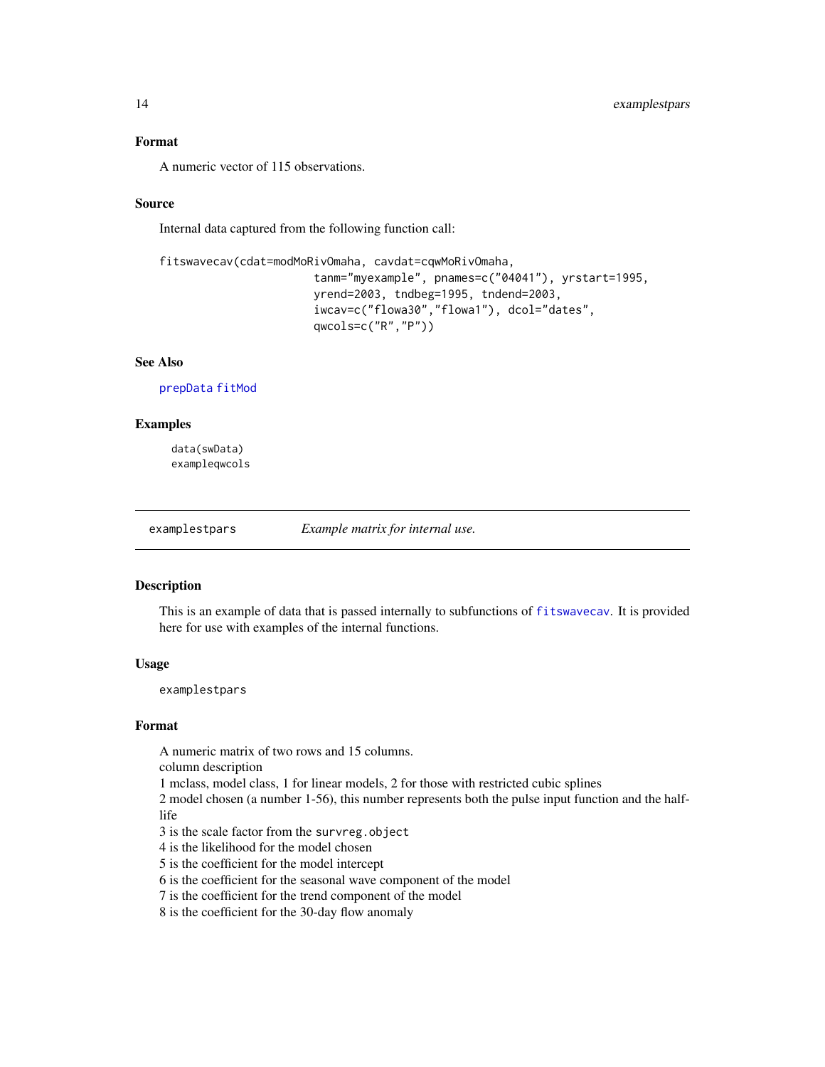### Format

A numeric vector of 115 observations.

### Source

Internal data captured from the following function call:

```
fitswavecav(cdat=modMoRivOmaha, cavdat=cqwMoRivOmaha,
                          tanm="myexample", pnames=c("04041"), yrstart=1995,
                          yrend=2003, tndbeg=1995, tndend=2003,
                          iwcav=c("flowa30","flowa1"), dcol="dates",
                          qwcols=c("R","P"))
```

### See Also

prepData fitMod

### Examples

```
data(swData)
exampleqwcols
```

---

## examplestpars &nbsp;&nbsp;&nbsp;&nbsp; *Example matrix for internal use.*

---

### Description

This is an example of data that is passed internally to subfunctions of fitswavecav. It is provided here for use with examples of the internal functions.

### Usage

```
examplestpars
```

### Format

A numeric matrix of two rows and 15 columns.
column description
1 mclass, model class, 1 for linear models, 2 for those with restricted cubic splines
2 model chosen (a number 1-56), this number represents both the pulse input function and the half-life
3 is the scale factor from the `survreg.object`
4 is the likelihood for the model chosen
5 is the coefficient for the model intercept
6 is the coefficient for the seasonal wave component of the model
7 is the coefficient for the trend component of the model
8 is the coefficient for the 30-day flow anomaly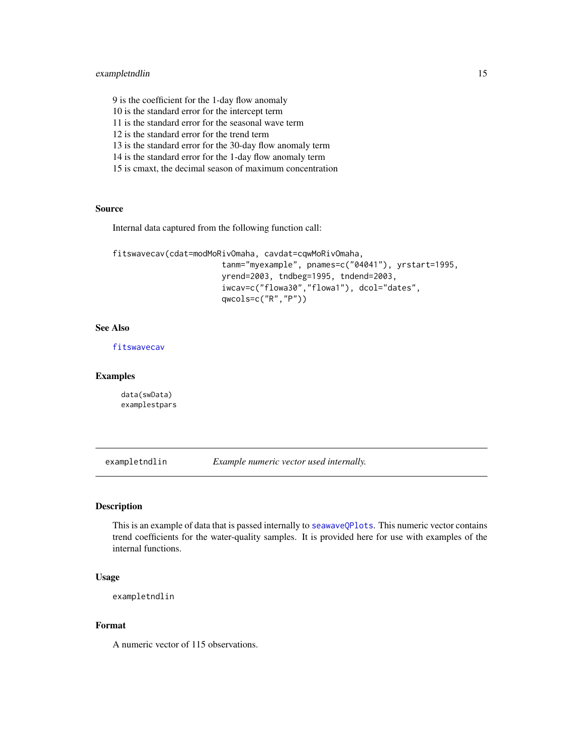9 is the coefficient for the 1-day flow anomaly
10 is the standard error for the intercept term
11 is the standard error for the seasonal wave term
12 is the standard error for the trend term
13 is the standard error for the 30-day flow anomaly term
14 is the standard error for the 1-day flow anomaly term
15 is cmaxt, the decimal season of maximum concentration

### Source

Internal data captured from the following function call:

```
fitswavecav(cdat=modMoRivOmaha, cavdat=cqwMoRivOmaha,
                       tanm="myexample", pnames=c("04041"), yrstart=1995,
                       yrend=2003, tndbeg=1995, tndend=2003,
                       iwcav=c("flowa30","flowa1"), dcol="dates",
                       qwcols=c("R","P"))
```

### See Also

fitswavecav

### Examples

```
data(swData)
examplestpars
```

---

## exampletndlin — *Example numeric vector used internally.*

### Description

This is an example of data that is passed internally to seawaveQPlots. This numeric vector contains trend coefficients for the water-quality samples. It is provided here for use with examples of the internal functions.

### Usage

```
exampletndlin
```

### Format

A numeric vector of 115 observations.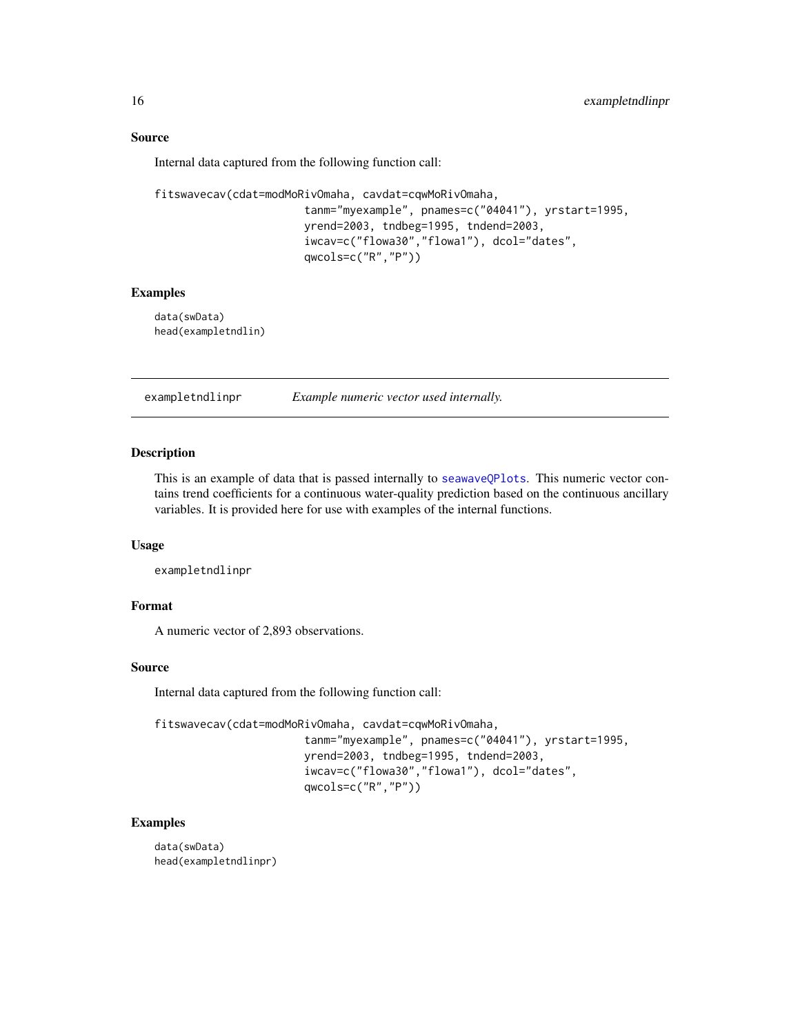### Source

Internal data captured from the following function call:

```
fitswavecav(cdat=modMoRivOmaha, cavdat=cqwMoRivOmaha,
                        tanm="myexample", pnames=c("04041"), yrstart=1995,
                        yrend=2003, tndbeg=1995, tndend=2003,
                        iwcav=c("flowa30","flowa1"), dcol="dates",
                        qwcols=c("R","P"))
```

### Examples

```
data(swData)
head(exampletndlin)
```

---

## exampletndlinpr — *Example numeric vector used internally.*

### Description

This is an example of data that is passed internally to `seawaveQPlots`. This numeric vector contains trend coefficients for a continuous water-quality prediction based on the continuous ancillary variables. It is provided here for use with examples of the internal functions.

### Usage

```
exampletndlinpr
```

### Format

A numeric vector of 2,893 observations.

### Source

Internal data captured from the following function call:

```
fitswavecav(cdat=modMoRivOmaha, cavdat=cqwMoRivOmaha,
                        tanm="myexample", pnames=c("04041"), yrstart=1995,
                        yrend=2003, tndbeg=1995, tndend=2003,
                        iwcav=c("flowa30","flowa1"), dcol="dates",
                        qwcols=c("R","P"))
```

### Examples

```
data(swData)
head(exampletndlinpr)
```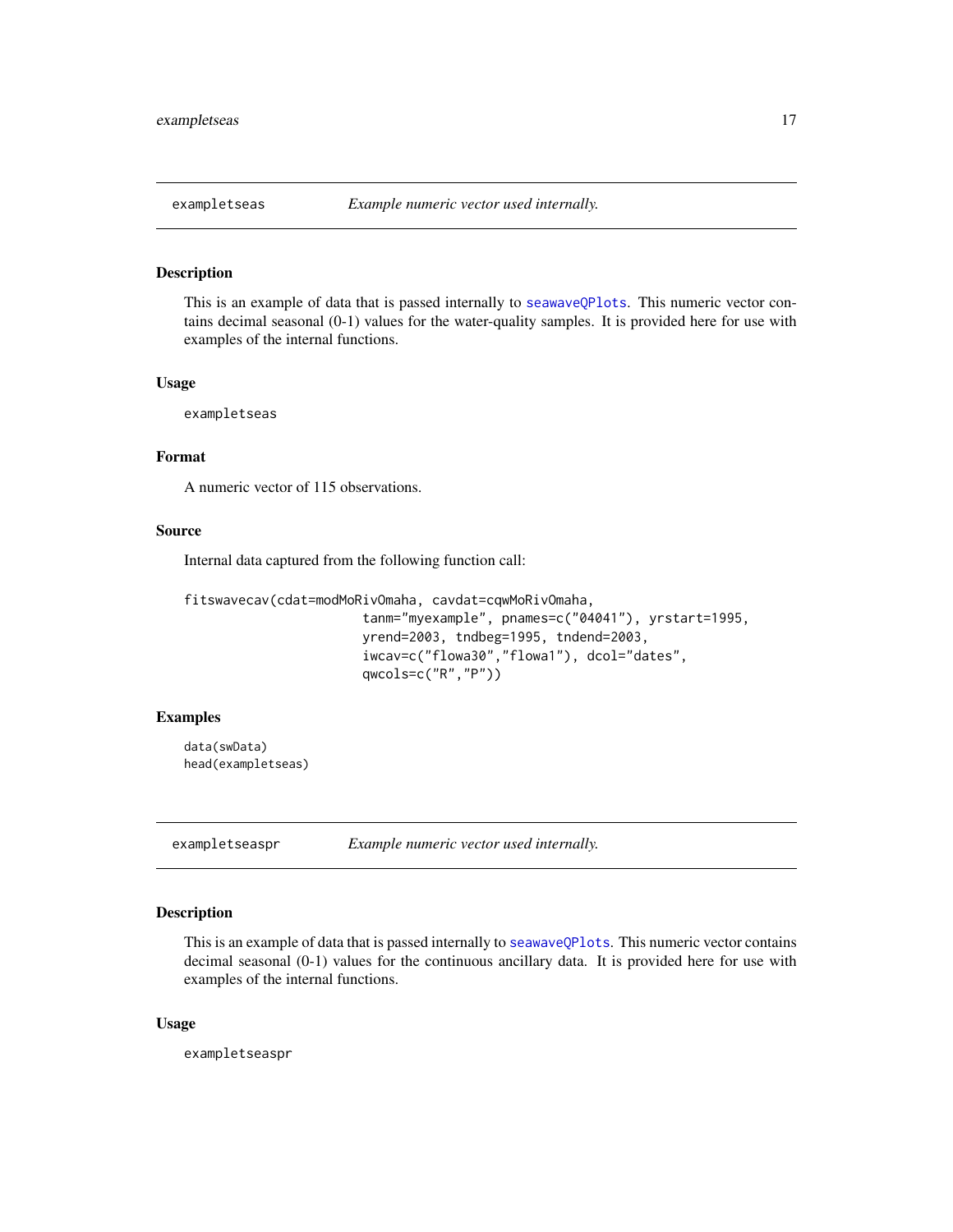## exampletseas — *Example numeric vector used internally.*

### Description

This is an example of data that is passed internally to seawaveQPlots. This numeric vector contains decimal seasonal (0-1) values for the water-quality samples. It is provided here for use with examples of the internal functions.

### Usage

```
exampletseas
```

### Format

A numeric vector of 115 observations.

### Source

Internal data captured from the following function call:

```
fitswavecav(cdat=modMoRivOmaha, cavdat=cqwMoRivOmaha,
                       tanm="myexample", pnames=c("04041"), yrstart=1995,
                       yrend=2003, tndbeg=1995, tndend=2003,
                       iwcav=c("flowa30","flowa1"), dcol="dates",
                       qwcols=c("R","P"))
```

### Examples

```
data(swData)
head(exampletseas)
```

## exampletseaspr — *Example numeric vector used internally.*

### Description

This is an example of data that is passed internally to seawaveQPlots. This numeric vector contains decimal seasonal (0-1) values for the continuous ancillary data. It is provided here for use with examples of the internal functions.

### Usage

```
exampletseaspr
```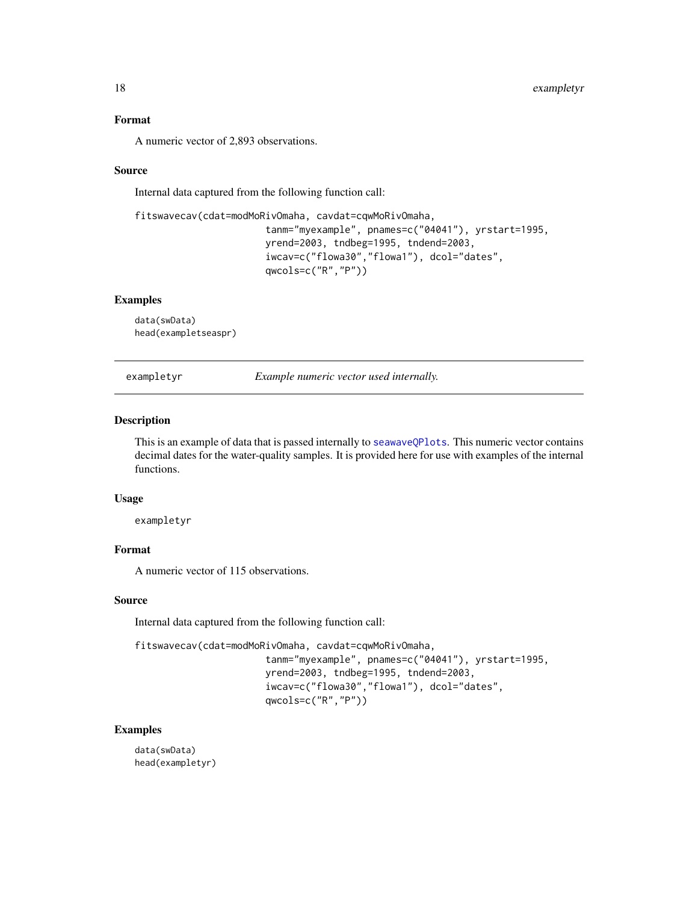### Format

A numeric vector of 2,893 observations.

### Source

Internal data captured from the following function call:

```
fitswavecav(cdat=modMoRivOmaha, cavdat=cqwMoRivOmaha,
                       tanm="myexample", pnames=c("04041"), yrstart=1995,
                       yrend=2003, tndbeg=1995, tndend=2003,
                       iwcav=c("flowa30","flowa1"), dcol="dates",
                       qwcols=c("R","P"))
```

### Examples

```
data(swData)
head(exampletseaspr)
```

---

## exampletyr    *Example numeric vector used internally.*

### Description

This is an example of data that is passed internally to seawaveQPlots. This numeric vector contains decimal dates for the water-quality samples. It is provided here for use with examples of the internal functions.

### Usage

```
exampletyr
```

### Format

A numeric vector of 115 observations.

### Source

Internal data captured from the following function call:

```
fitswavecav(cdat=modMoRivOmaha, cavdat=cqwMoRivOmaha,
                       tanm="myexample", pnames=c("04041"), yrstart=1995,
                       yrend=2003, tndbeg=1995, tndend=2003,
                       iwcav=c("flowa30","flowa1"), dcol="dates",
                       qwcols=c("R","P"))
```

### Examples

```
data(swData)
head(exampletyr)
```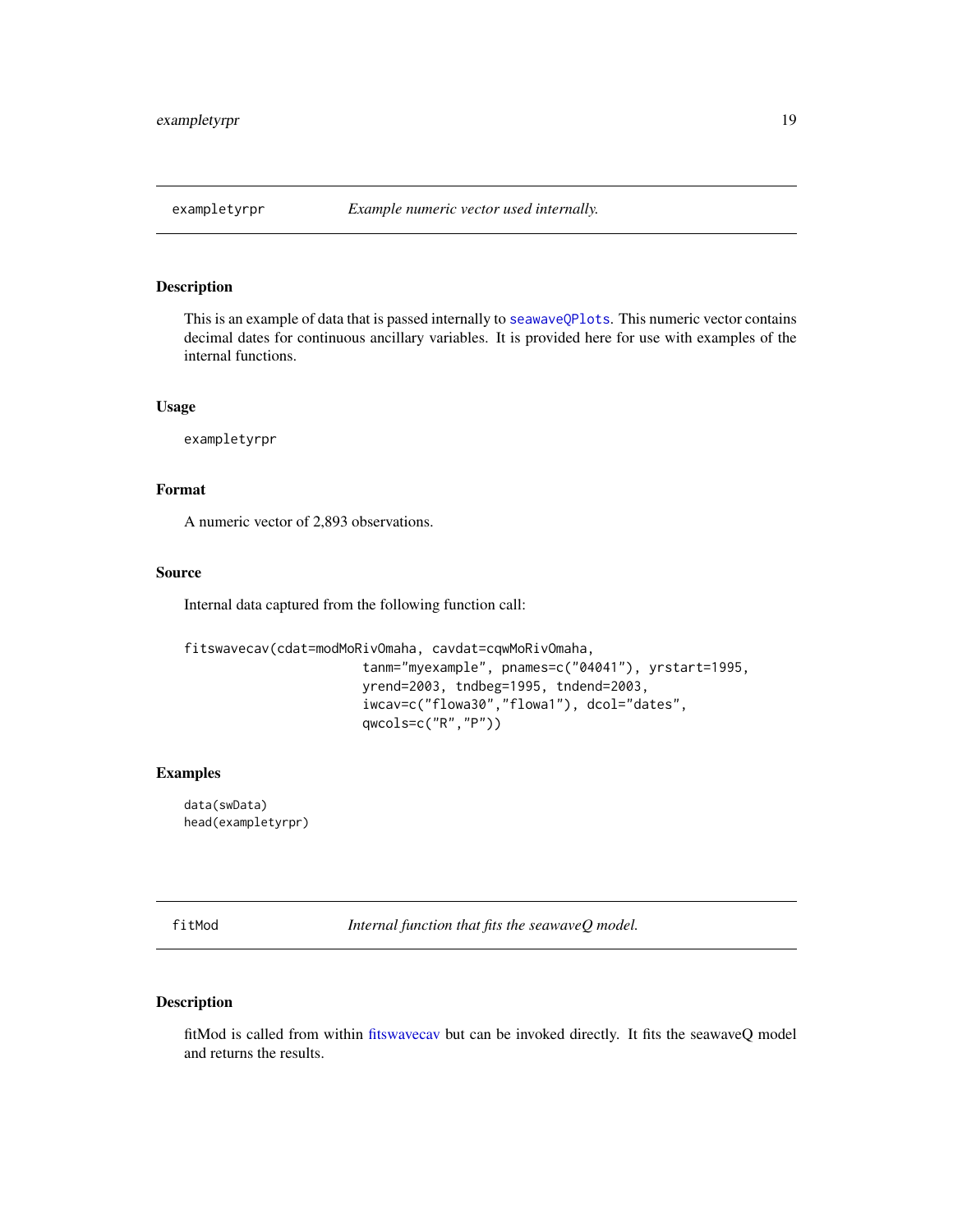## exampletyrpr — *Example numeric vector used internally.*

### Description

This is an example of data that is passed internally to seawaveQPlots. This numeric vector contains decimal dates for continuous ancillary variables. It is provided here for use with examples of the internal functions.

### Usage

```
exampletyrpr
```

### Format

A numeric vector of 2,893 observations.

### Source

Internal data captured from the following function call:

```
fitswavecav(cdat=modMoRivOmaha, cavdat=cqwMoRivOmaha,
                       tanm="myexample", pnames=c("04041"), yrstart=1995,
                       yrend=2003, tndbeg=1995, tndend=2003,
                       iwcav=c("flowa30","flowa1"), dcol="dates",
                       qwcols=c("R","P"))
```

### Examples

```
data(swData)
head(exampletyrpr)
```

## fitMod — *Internal function that fits the seawaveQ model.*

### Description

fitMod is called from within fitswavecav but can be invoked directly. It fits the seawaveQ model and returns the results.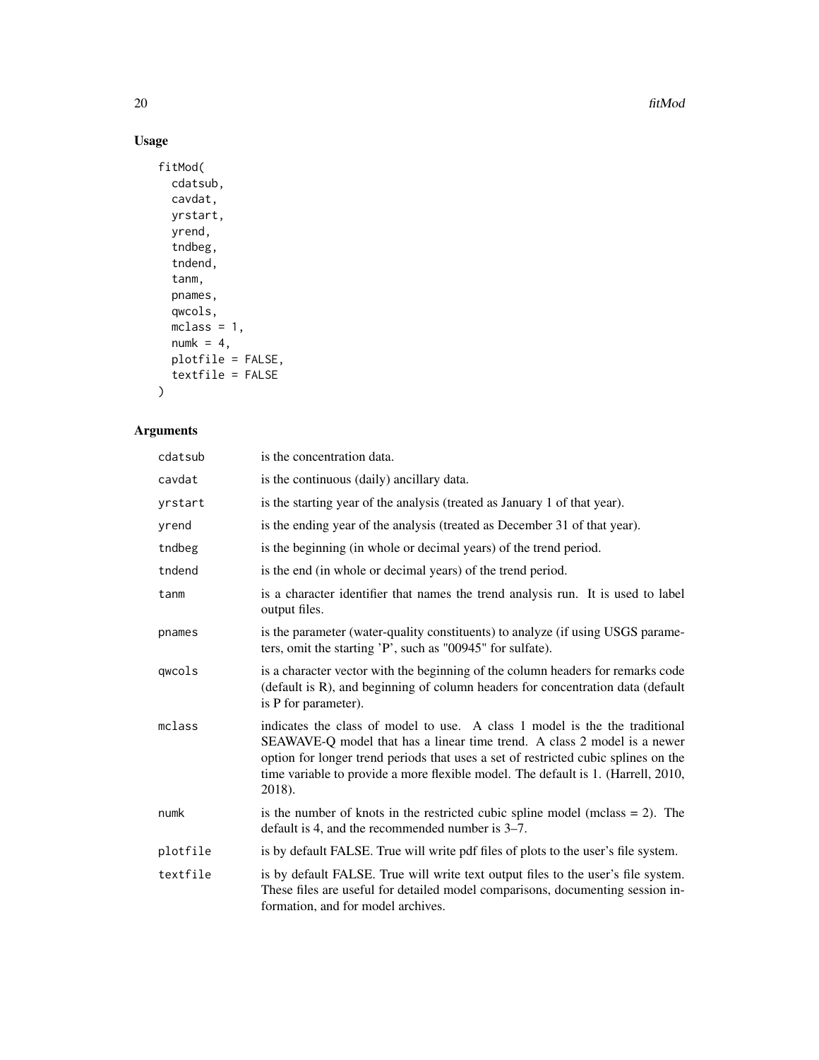## Usage

```
fitMod(
  cdatsub,
  cavdat,
  yrstart,
  yrend,
  tndbeg,
  tndend,
  tanm,
  pnames,
  qwcols,
  mclass = 1,
  numk = 4,
  plotfile = FALSE,
  textfile = FALSE
)
```

## Arguments

| Argument | Description |
|---|---|
| `cdatsub` | is the concentration data. |
| `cavdat` | is the continuous (daily) ancillary data. |
| `yrstart` | is the starting year of the analysis (treated as January 1 of that year). |
| `yrend` | is the ending year of the analysis (treated as December 31 of that year). |
| `tndbeg` | is the beginning (in whole or decimal years) of the trend period. |
| `tndend` | is the end (in whole or decimal years) of the trend period. |
| `tanm` | is a character identifier that names the trend analysis run. It is used to label output files. |
| `pnames` | is the parameter (water-quality constituents) to analyze (if using USGS parameters, omit the starting 'P', such as "00945" for sulfate). |
| `qwcols` | is a character vector with the beginning of the column headers for remarks code (default is R), and beginning of column headers for concentration data (default is P for parameter). |
| `mclass` | indicates the class of model to use. A class 1 model is the the traditional SEAWAVE-Q model that has a linear time trend. A class 2 model is a newer option for longer trend periods that uses a set of restricted cubic splines on the time variable to provide a more flexible model. The default is 1. (Harrell, 2010, 2018). |
| `numk` | is the number of knots in the restricted cubic spline model (mclass = 2). The default is 4, and the recommended number is 3–7. |
| `plotfile` | is by default FALSE. True will write pdf files of plots to the user's file system. |
| `textfile` | is by default FALSE. True will write text output files to the user's file system. These files are useful for detailed model comparisons, documenting session information, and for model archives. |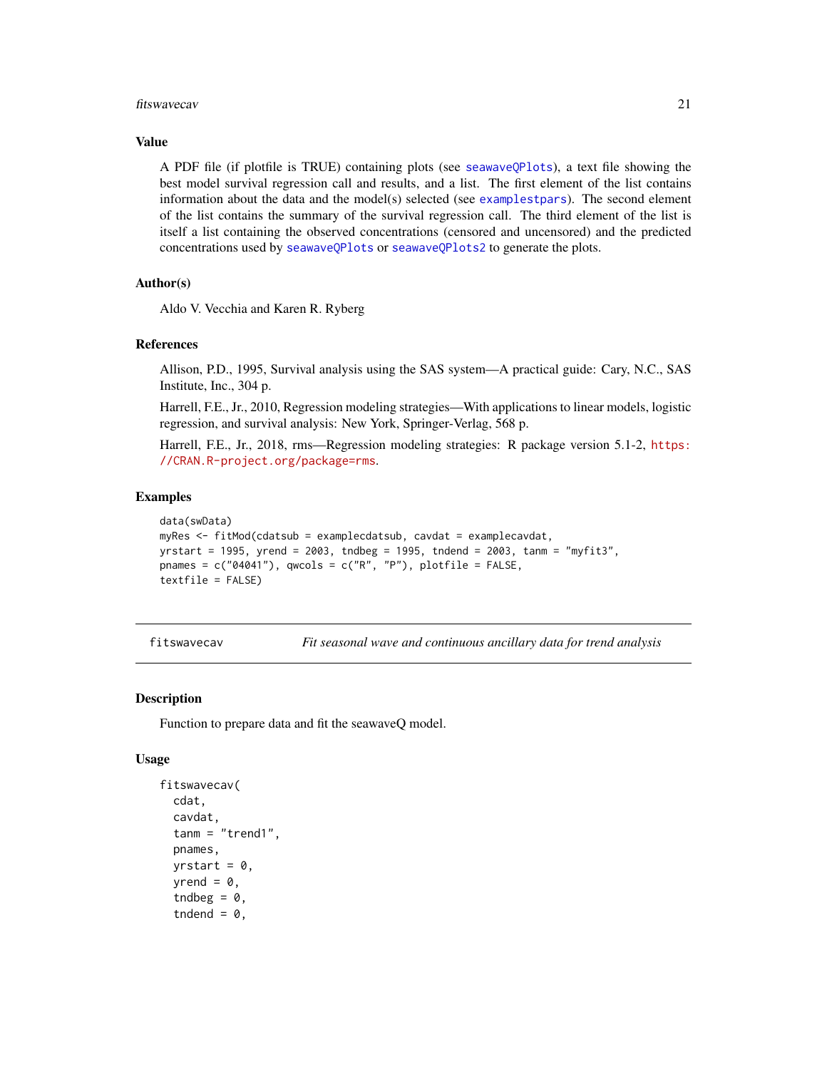### Value

A PDF file (if plotfile is TRUE) containing plots (see seawaveQPlots), a text file showing the best model survival regression call and results, and a list. The first element of the list contains information about the data and the model(s) selected (see examplestpars). The second element of the list contains the summary of the survival regression call. The third element of the list is itself a list containing the observed concentrations (censored and uncensored) and the predicted concentrations used by seawaveQPlots or seawaveQPlots2 to generate the plots.

### Author(s)

Aldo V. Vecchia and Karen R. Ryberg

### References

Allison, P.D., 1995, Survival analysis using the SAS system—A practical guide: Cary, N.C., SAS Institute, Inc., 304 p.

Harrell, F.E., Jr., 2010, Regression modeling strategies—With applications to linear models, logistic regression, and survival analysis: New York, Springer-Verlag, 568 p.

Harrell, F.E., Jr., 2018, rms—Regression modeling strategies: R package version 5.1-2, https://CRAN.R-project.org/package=rms.

### Examples

```
data(swData)
myRes <- fitMod(cdatsub = examplecdatsub, cavdat = examplecavdat,
yrstart = 1995, yrend = 2003, tndbeg = 1995, tndend = 2003, tanm = "myfit3",
pnames = c("04041"), qwcols = c("R", "P"), plotfile = FALSE,
textfile = FALSE)
```

---

## fitswavecav    *Fit seasonal wave and continuous ancillary data for trend analysis*

### Description

Function to prepare data and fit the seawaveQ model.

### Usage

```
fitswavecav(
  cdat,
  cavdat,
  tanm = "trend1",
  pnames,
  yrstart = 0,
  yrend = 0,
  tndbeg = 0,
  tndend = 0,
```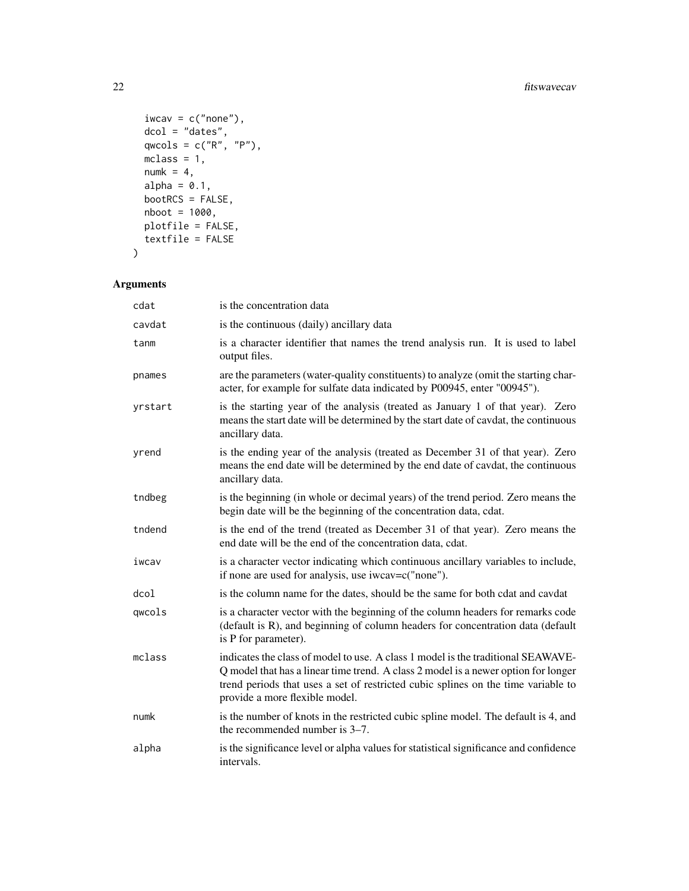```
  iwcav = c("none"),
  dcol = "dates",
  qwcols = c("R", "P"),
  mclass = 1,
  numk = 4,
  alpha = 0.1,
  bootRCS = FALSE,
  nboot = 1000,
  plotfile = FALSE,
  textfile = FALSE
)
```

## Arguments

| | |
|---|---|
| cdat | is the concentration data |
| cavdat | is the continuous (daily) ancillary data |
| tanm | is a character identifier that names the trend analysis run. It is used to label output files. |
| pnames | are the parameters (water-quality constituents) to analyze (omit the starting character, for example for sulfate data indicated by P00945, enter "00945"). |
| yrstart | is the starting year of the analysis (treated as January 1 of that year). Zero means the start date will be determined by the start date of cavdat, the continuous ancillary data. |
| yrend | is the ending year of the analysis (treated as December 31 of that year). Zero means the end date will be determined by the end date of cavdat, the continuous ancillary data. |
| tndbeg | is the beginning (in whole or decimal years) of the trend period. Zero means the begin date will be the beginning of the concentration data, cdat. |
| tndend | is the end of the trend (treated as December 31 of that year). Zero means the end date will be the end of the concentration data, cdat. |
| iwcav | is a character vector indicating which continuous ancillary variables to include, if none are used for analysis, use iwcav=c("none"). |
| dcol | is the column name for the dates, should be the same for both cdat and cavdat |
| qwcols | is a character vector with the beginning of the column headers for remarks code (default is R), and beginning of column headers for concentration data (default is P for parameter). |
| mclass | indicates the class of model to use. A class 1 model is the traditional SEAWAVE-Q model that has a linear time trend. A class 2 model is a newer option for longer trend periods that uses a set of restricted cubic splines on the time variable to provide a more flexible model. |
| numk | is the number of knots in the restricted cubic spline model. The default is 4, and the recommended number is 3–7. |
| alpha | is the significance level or alpha values for statistical significance and confidence intervals. |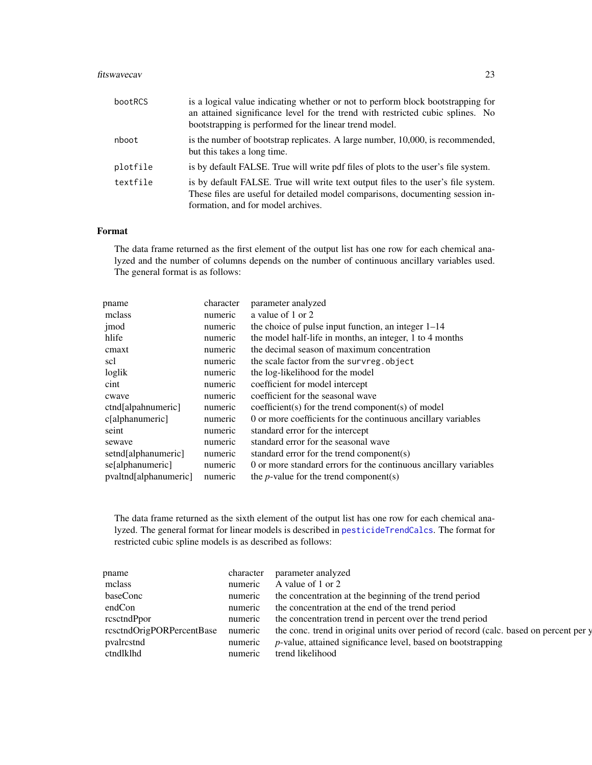| | |
|---|---|
| bootRCS | is a logical value indicating whether or not to perform block bootstrapping for an attained significance level for the trend with restricted cubic splines. No bootstrapping is performed for the linear trend model. |
| nboot | is the number of bootstrap replicates. A large number, 10,000, is recommended, but this takes a long time. |
| plotfile | is by default FALSE. True will write pdf files of plots to the user's file system. |
| textfile | is by default FALSE. True will write text output files to the user's file system. These files are useful for detailed model comparisons, documenting session information, and for model archives. |

### Format

The data frame returned as the first element of the output list has one row for each chemical analyzed and the number of columns depends on the number of continuous ancillary variables used. The general format is as follows:

| | | |
|---|---|---|
| pname | character | parameter analyzed |
| mclass | numeric | a value of 1 or 2 |
| jmod | numeric | the choice of pulse input function, an integer 1–14 |
| hlife | numeric | the model half-life in months, an integer, 1 to 4 months |
| cmaxt | numeric | the decimal season of maximum concentration |
| scl | numeric | the scale factor from the `survreg.object` |
| loglik | numeric | the log-likelihood for the model |
| cint | numeric | coefficient for model intercept |
| cwave | numeric | coefficient for the seasonal wave |
| ctnd[alpahnumeric] | numeric | coefficient(s) for the trend component(s) of model |
| c[alphanumeric] | numeric | 0 or more coefficients for the continuous ancillary variables |
| seint | numeric | standard error for the intercept |
| sewave | numeric | standard error for the seasonal wave |
| setnd[alphanumeric] | numeric | standard error for the trend component(s) |
| se[alphanumeric] | numeric | 0 or more standard errors for the continuous ancillary variables |
| pvaltnd[alphanumeric] | numeric | the *p*-value for the trend component(s) |

The data frame returned as the sixth element of the output list has one row for each chemical analyzed. The general format for linear models is described in `pesticideTrendCalcs`. The format for restricted cubic spline models is as described as follows:

| | | |
|---|---|---|
| pname | character | parameter analyzed |
| mclass | numeric | A value of 1 or 2 |
| baseConc | numeric | the concentration at the beginning of the trend period |
| endCon | numeric | the concentration at the end of the trend period |
| rcsctndPpor | numeric | the concentration trend in percent over the trend period |
| rcsctndOrigPORPercentBase | numeric | the conc. trend in original units over period of record (calc. based on percent per y |
| pvalrcstnd | numeric | *p*-value, attained significance level, based on bootstrapping |
| ctndlklhd | numeric | trend likelihood |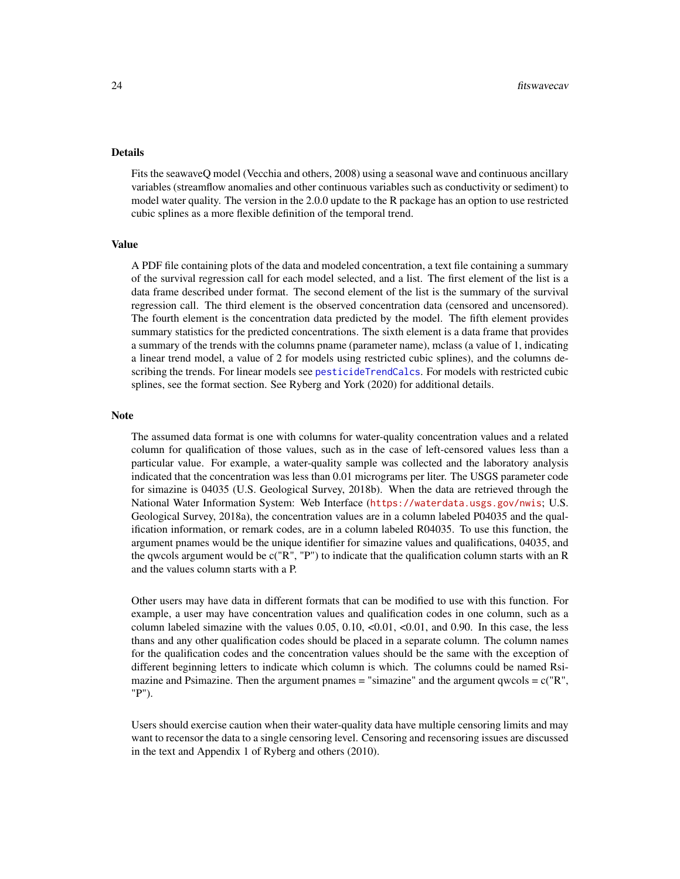## Details

Fits the seawaveQ model (Vecchia and others, 2008) using a seasonal wave and continuous ancillary variables (streamflow anomalies and other continuous variables such as conductivity or sediment) to model water quality. The version in the 2.0.0 update to the R package has an option to use restricted cubic splines as a more flexible definition of the temporal trend.

## Value

A PDF file containing plots of the data and modeled concentration, a text file containing a summary of the survival regression call for each model selected, and a list. The first element of the list is a data frame described under format. The second element of the list is the summary of the survival regression call. The third element is the observed concentration data (censored and uncensored). The fourth element is the concentration data predicted by the model. The fifth element provides summary statistics for the predicted concentrations. The sixth element is a data frame that provides a summary of the trends with the columns pname (parameter name), mclass (a value of 1, indicating a linear trend model, a value of 2 for models using restricted cubic splines), and the columns describing the trends. For linear models see pesticideTrendCalcs. For models with restricted cubic splines, see the format section. See Ryberg and York (2020) for additional details.

## Note

The assumed data format is one with columns for water-quality concentration values and a related column for qualification of those values, such as in the case of left-censored values less than a particular value. For example, a water-quality sample was collected and the laboratory analysis indicated that the concentration was less than 0.01 micrograms per liter. The USGS parameter code for simazine is 04035 (U.S. Geological Survey, 2018b). When the data are retrieved through the National Water Information System: Web Interface (https://waterdata.usgs.gov/nwis; U.S. Geological Survey, 2018a), the concentration values are in a column labeled P04035 and the qualification information, or remark codes, are in a column labeled R04035. To use this function, the argument pnames would be the unique identifier for simazine values and qualifications, 04035, and the qwcols argument would be c("R", "P") to indicate that the qualification column starts with an R and the values column starts with a P.

Other users may have data in different formats that can be modified to use with this function. For example, a user may have concentration values and qualification codes in one column, such as a column labeled simazine with the values 0.05, 0.10, <0.01, <0.01, and 0.90. In this case, the less thans and any other qualification codes should be placed in a separate column. The column names for the qualification codes and the concentration values should be the same with the exception of different beginning letters to indicate which column is which. The columns could be named Rsimazine and Psimazine. Then the argument pnames = "simazine" and the argument qwcols = c("R", "P").

Users should exercise caution when their water-quality data have multiple censoring limits and may want to recensor the data to a single censoring level. Censoring and recensoring issues are discussed in the text and Appendix 1 of Ryberg and others (2010).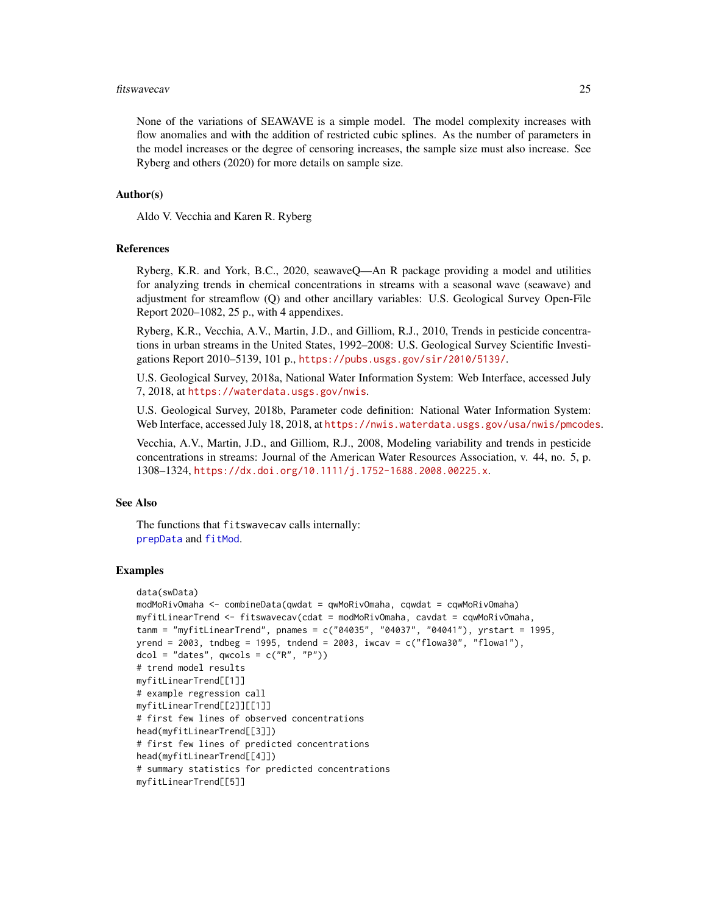None of the variations of SEAWAVE is a simple model. The model complexity increases with flow anomalies and with the addition of restricted cubic splines. As the number of parameters in the model increases or the degree of censoring increases, the sample size must also increase. See Ryberg and others (2020) for more details on sample size.

### Author(s)

Aldo V. Vecchia and Karen R. Ryberg

### References

Ryberg, K.R. and York, B.C., 2020, seawaveQ—An R package providing a model and utilities for analyzing trends in chemical concentrations in streams with a seasonal wave (seawave) and adjustment for streamflow (Q) and other ancillary variables: U.S. Geological Survey Open-File Report 2020–1082, 25 p., with 4 appendixes.

Ryberg, K.R., Vecchia, A.V., Martin, J.D., and Gilliom, R.J., 2010, Trends in pesticide concentrations in urban streams in the United States, 1992–2008: U.S. Geological Survey Scientific Investigations Report 2010–5139, 101 p., https://pubs.usgs.gov/sir/2010/5139/.

U.S. Geological Survey, 2018a, National Water Information System: Web Interface, accessed July 7, 2018, at https://waterdata.usgs.gov/nwis.

U.S. Geological Survey, 2018b, Parameter code definition: National Water Information System: Web Interface, accessed July 18, 2018, at https://nwis.waterdata.usgs.gov/usa/nwis/pmcodes.

Vecchia, A.V., Martin, J.D., and Gilliom, R.J., 2008, Modeling variability and trends in pesticide concentrations in streams: Journal of the American Water Resources Association, v. 44, no. 5, p. 1308–1324, https://dx.doi.org/10.1111/j.1752-1688.2008.00225.x.

### See Also

The functions that `fitswavecav` calls internally:
`prepData` and `fitMod`.

### Examples

```
data(swData)
modMoRivOmaha <- combineData(qwdat = qwMoRivOmaha, cqwdat = cqwMoRivOmaha)
myfitLinearTrend <- fitswavecav(cdat = modMoRivOmaha, cavdat = cqwMoRivOmaha,
tanm = "myfitLinearTrend", pnames = c("04035", "04037", "04041"), yrstart = 1995,
yrend = 2003, tndbeg = 1995, tndend = 2003, iwcav = c("flowa30", "flowa1"),
dcol = "dates", qwcols = c("R", "P"))
# trend model results
myfitLinearTrend[[1]]
# example regression call
myfitLinearTrend[[2]][[1]]
# first few lines of observed concentrations
head(myfitLinearTrend[[3]])
# first few lines of predicted concentrations
head(myfitLinearTrend[[4]])
# summary statistics for predicted concentrations
myfitLinearTrend[[5]]
```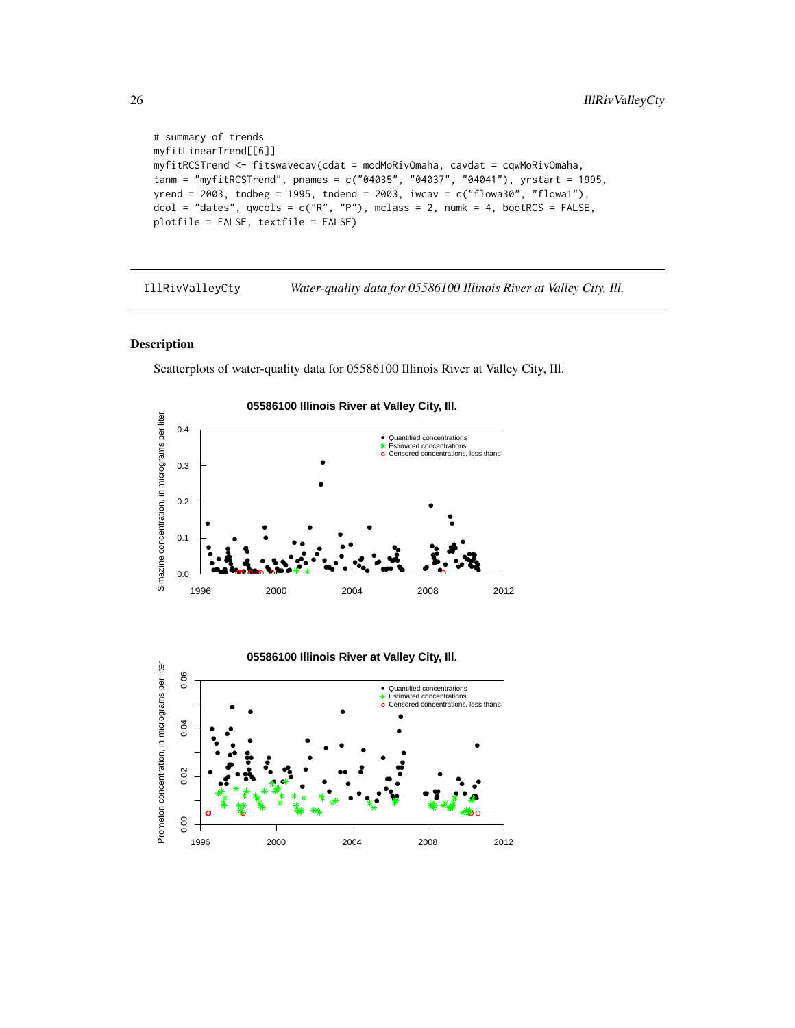```
# summary of trends
myfitLinearTrend[[6]]
myfitRCSTrend <- fitswavecav(cdat = modMoRivOmaha, cavdat = cqwMoRivOmaha,
tanm = "myfitRCSTrend", pnames = c("04035", "04037", "04041"), yrstart = 1995,
yrend = 2003, tndbeg = 1995, tndend = 2003, iwcav = c("flowa30", "flowa1"),
dcol = "dates", qwcols = c("R", "P"), mclass = 2, numk = 4, bootRCS = FALSE,
plotfile = FALSE, textfile = FALSE)
```

---

IllRivValleyCty &nbsp;&nbsp;&nbsp; *Water-quality data for 05586100 Illinois River at Valley City, Ill.*

---

## Description

Scatterplots of water-quality data for 05586100 Illinois River at Valley City, Ill.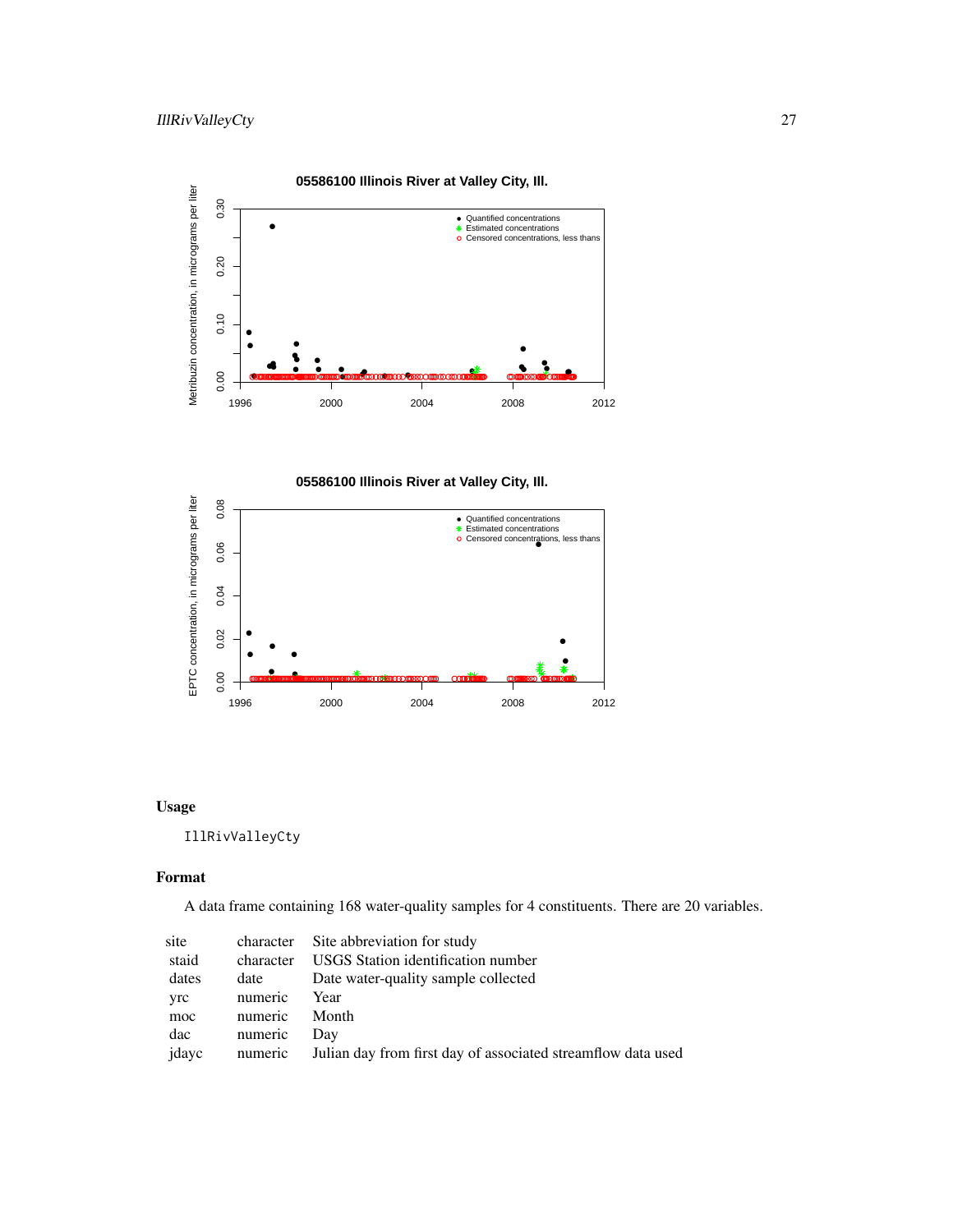05586100 Illinois River at Valley City, Ill.

05586100 Illinois River at Valley City, Ill.

## Usage

```
IllRivValleyCty
```

## Format

A data frame containing 168 water-quality samples for 4 constituents. There are 20 variables.

| | | |
|---|---|---|
| site | character | Site abbreviation for study |
| staid | character | USGS Station identification number |
| dates | date | Date water-quality sample collected |
| yrc | numeric | Year |
| moc | numeric | Month |
| dac | numeric | Day |
| jdayc | numeric | Julian day from first day of associated streamflow data used |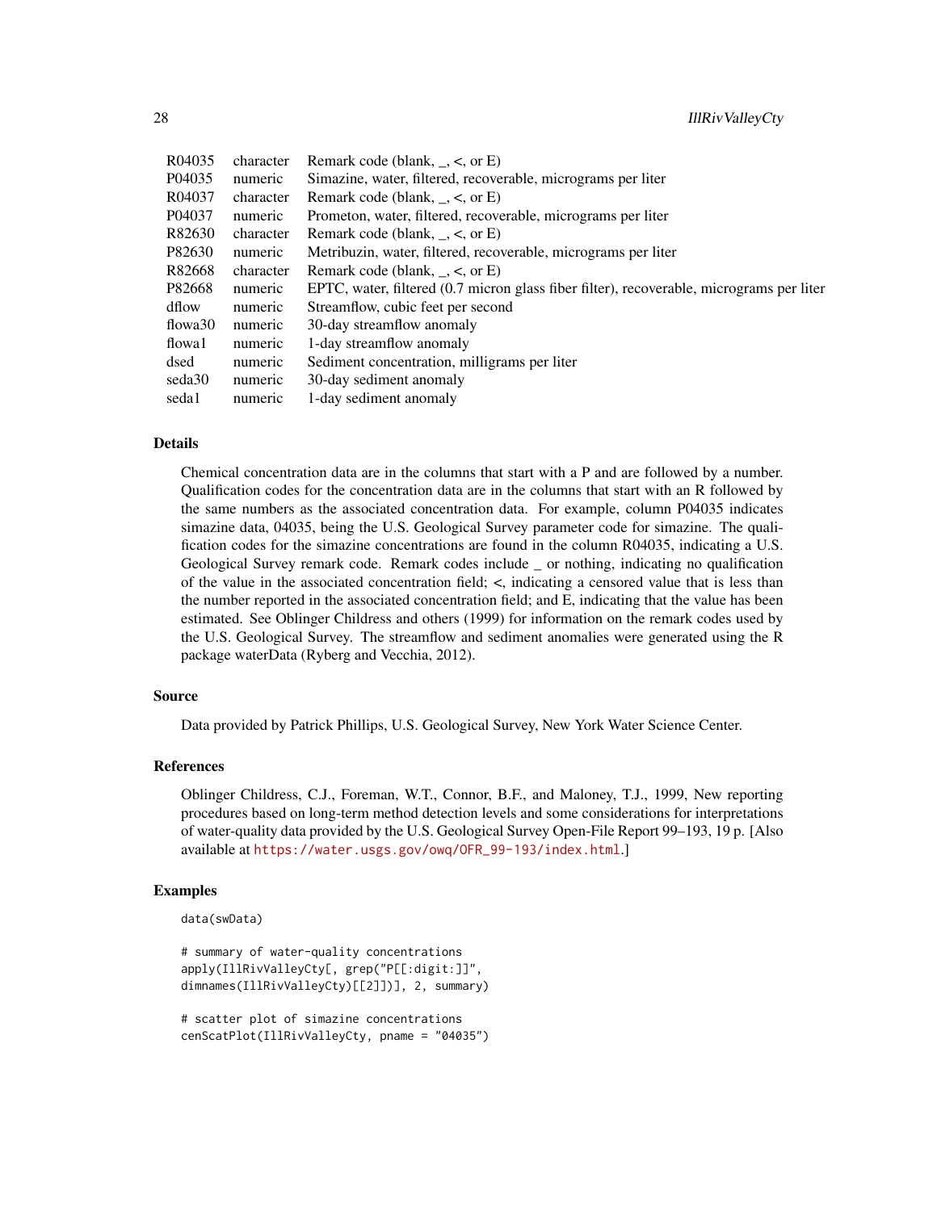| | | |
|---|---|---|
| R04035 | character | Remark code (blank, _, <, or E) |
| P04035 | numeric | Simazine, water, filtered, recoverable, micrograms per liter |
| R04037 | character | Remark code (blank, _, <, or E) |
| P04037 | numeric | Prometon, water, filtered, recoverable, micrograms per liter |
| R82630 | character | Remark code (blank, _, <, or E) |
| P82630 | numeric | Metribuzin, water, filtered, recoverable, micrograms per liter |
| R82668 | character | Remark code (blank, _, <, or E) |
| P82668 | numeric | EPTC, water, filtered (0.7 micron glass fiber filter), recoverable, micrograms per liter |
| dflow | numeric | Streamflow, cubic feet per second |
| flowa30 | numeric | 30-day streamflow anomaly |
| flowa1 | numeric | 1-day streamflow anomaly |
| dsed | numeric | Sediment concentration, milligrams per liter |
| seda30 | numeric | 30-day sediment anomaly |
| seda1 | numeric | 1-day sediment anomaly |

## Details

Chemical concentration data are in the columns that start with a P and are followed by a number. Qualification codes for the concentration data are in the columns that start with an R followed by the same numbers as the associated concentration data. For example, column P04035 indicates simazine data, 04035, being the U.S. Geological Survey parameter code for simazine. The qualification codes for the simazine concentrations are found in the column R04035, indicating a U.S. Geological Survey remark code. Remark codes include _ or nothing, indicating no qualification of the value in the associated concentration field; <, indicating a censored value that is less than the number reported in the associated concentration field; and E, indicating that the value has been estimated. See Oblinger Childress and others (1999) for information on the remark codes used by the U.S. Geological Survey. The streamflow and sediment anomalies were generated using the R package waterData (Ryberg and Vecchia, 2012).

## Source

Data provided by Patrick Phillips, U.S. Geological Survey, New York Water Science Center.

## References

Oblinger Childress, C.J., Foreman, W.T., Connor, B.F., and Maloney, T.J., 1999, New reporting procedures based on long-term method detection levels and some considerations for interpretations of water-quality data provided by the U.S. Geological Survey Open-File Report 99–193, 19 p. [Also available at https://water.usgs.gov/owq/OFR_99-193/index.html.]

## Examples

```
data(swData)

# summary of water-quality concentrations
apply(IllRivValleyCty[, grep("P[[:digit:]]",
dimnames(IllRivValleyCty)[[2]])], 2, summary)

# scatter plot of simazine concentrations
cenScatPlot(IllRivValleyCty, pname = "04035")
```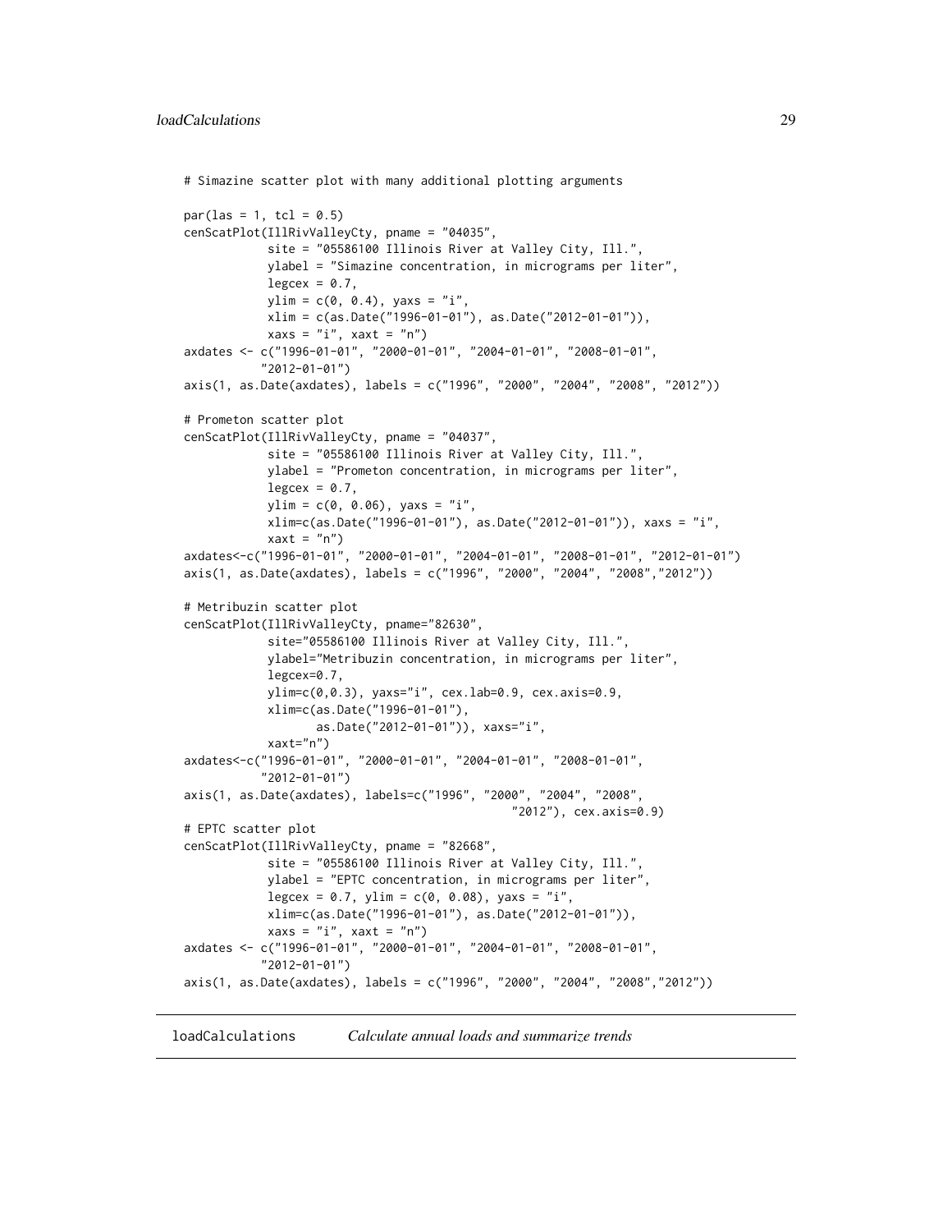```
# Simazine scatter plot with many additional plotting arguments

par(las = 1, tcl = 0.5)
cenScatPlot(IllRivValleyCty, pname = "04035",
            site = "05586100 Illinois River at Valley City, Ill.",
            ylabel = "Simazine concentration, in micrograms per liter",
            legcex = 0.7,
            ylim = c(0, 0.4), yaxs = "i",
            xlim = c(as.Date("1996-01-01"), as.Date("2012-01-01")),
            xaxs = "i", xaxt = "n")
axdates <- c("1996-01-01", "2000-01-01", "2004-01-01", "2008-01-01",
           "2012-01-01")
axis(1, as.Date(axdates), labels = c("1996", "2000", "2004", "2008", "2012"))

# Prometon scatter plot
cenScatPlot(IllRivValleyCty, pname = "04037",
            site = "05586100 Illinois River at Valley City, Ill.",
            ylabel = "Prometon concentration, in micrograms per liter",
            legcex = 0.7,
            ylim = c(0, 0.06), yaxs = "i",
            xlim=c(as.Date("1996-01-01"), as.Date("2012-01-01")), xaxs = "i",
            xaxt = "n")
axdates<-c("1996-01-01", "2000-01-01", "2004-01-01", "2008-01-01", "2012-01-01")
axis(1, as.Date(axdates), labels = c("1996", "2000", "2004", "2008","2012"))

# Metribuzin scatter plot
cenScatPlot(IllRivValleyCty, pname="82630",
            site="05586100 Illinois River at Valley City, Ill.",
            ylabel="Metribuzin concentration, in micrograms per liter",
            legcex=0.7,
            ylim=c(0,0.3), yaxs="i", cex.lab=0.9, cex.axis=0.9,
            xlim=c(as.Date("1996-01-01"),
                   as.Date("2012-01-01")), xaxs="i",
            xaxt="n")
axdates<-c("1996-01-01", "2000-01-01", "2004-01-01", "2008-01-01",
           "2012-01-01")
axis(1, as.Date(axdates), labels=c("1996", "2000", "2004", "2008",
                                            "2012"), cex.axis=0.9)
# EPTC scatter plot
cenScatPlot(IllRivValleyCty, pname = "82668",
            site = "05586100 Illinois River at Valley City, Ill.",
            ylabel = "EPTC concentration, in micrograms per liter",
            legcex = 0.7, ylim = c(0, 0.08), yaxs = "i",
            xlim=c(as.Date("1996-01-01"), as.Date("2012-01-01")),
            xaxs = "i", xaxt = "n")
axdates <- c("1996-01-01", "2000-01-01", "2004-01-01", "2008-01-01",
           "2012-01-01")
axis(1, as.Date(axdates), labels = c("1996", "2000", "2004", "2008","2012"))
```

---

## `loadCalculations` *Calculate annual loads and summarize trends*

---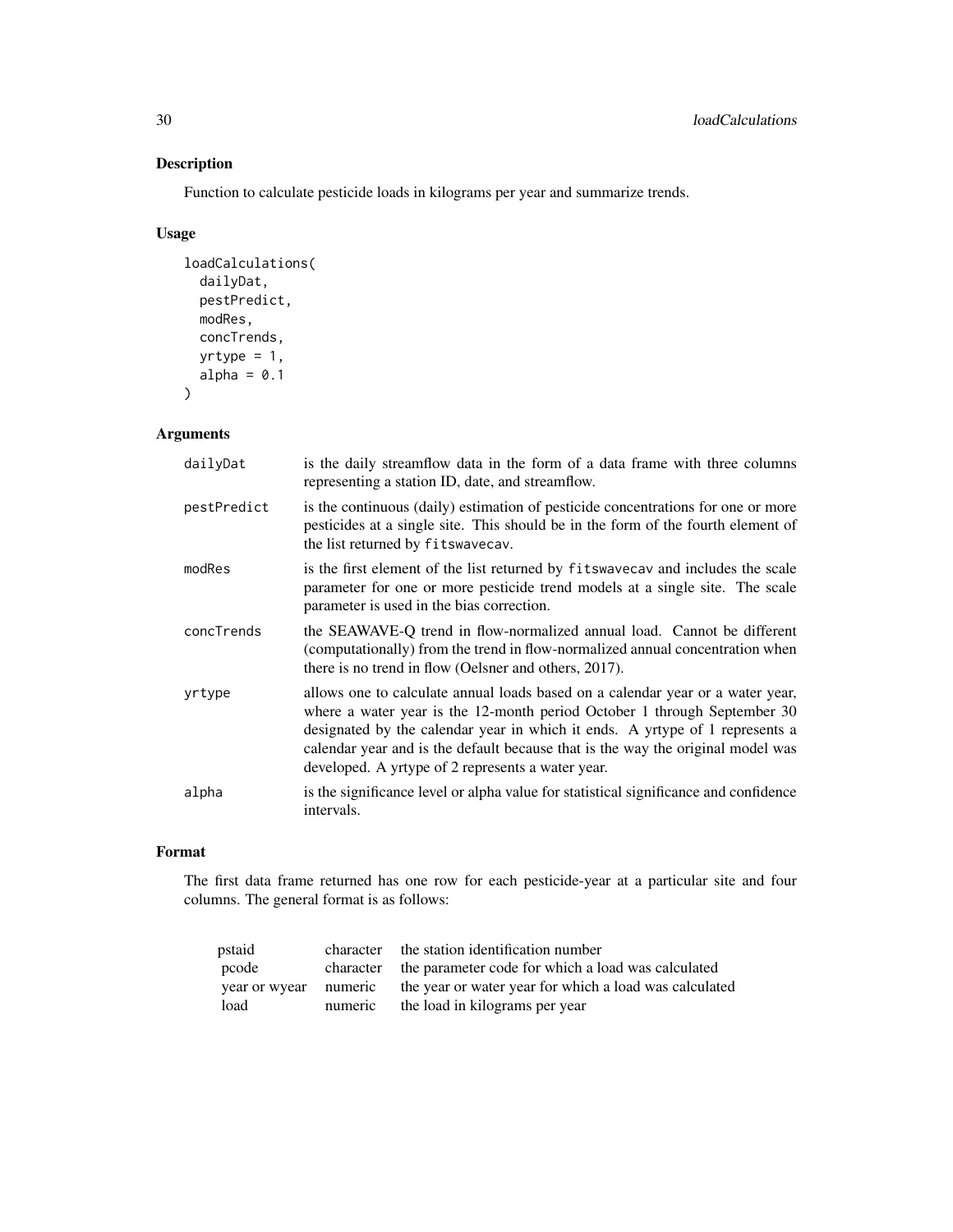## Description

Function to calculate pesticide loads in kilograms per year and summarize trends.

## Usage

```
loadCalculations(
  dailyDat,
  pestPredict,
  modRes,
  concTrends,
  yrtype = 1,
  alpha = 0.1
)
```

## Arguments

| | |
|---|---|
| dailyDat | is the daily streamflow data in the form of a data frame with three columns representing a station ID, date, and streamflow. |
| pestPredict | is the continuous (daily) estimation of pesticide concentrations for one or more pesticides at a single site. This should be in the form of the fourth element of the list returned by `fitswavecav`. |
| modRes | is the first element of the list returned by `fitswavecav` and includes the scale parameter for one or more pesticide trend models at a single site. The scale parameter is used in the bias correction. |
| concTrends | the SEAWAVE-Q trend in flow-normalized annual load. Cannot be different (computationally) from the trend in flow-normalized annual concentration when there is no trend in flow (Oelsner and others, 2017). |
| yrtype | allows one to calculate annual loads based on a calendar year or a water year, where a water year is the 12-month period October 1 through September 30 designated by the calendar year in which it ends. A yrtype of 1 represents a calendar year and is the default because that is the way the original model was developed. A yrtype of 2 represents a water year. |
| alpha | is the significance level or alpha value for statistical significance and confidence intervals. |

## Format

The first data frame returned has one row for each pesticide-year at a particular site and four columns. The general format is as follows:

| | | |
|---|---|---|
| pstaid | character | the station identification number |
| pcode | character | the parameter code for which a load was calculated |
| year or wyear | numeric | the year or water year for which a load was calculated |
| load | numeric | the load in kilograms per year |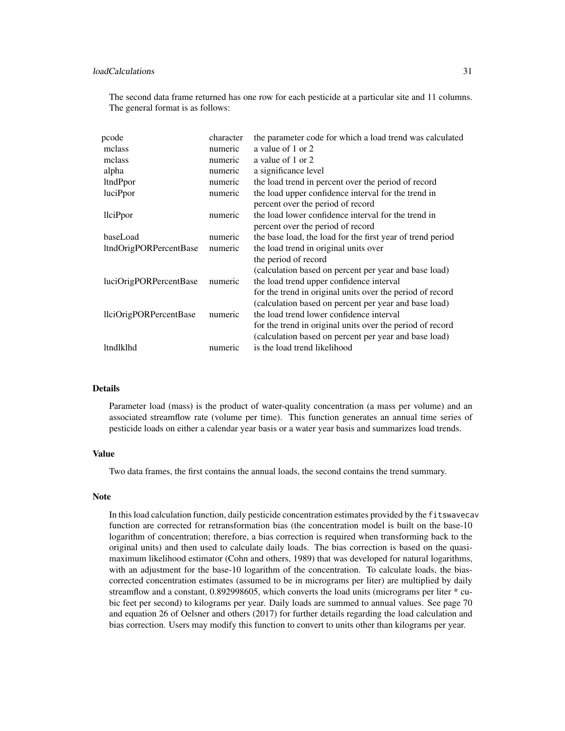The second data frame returned has one row for each pesticide at a particular site and 11 columns. The general format is as follows:

| | | |
|---|---|---|
| pcode | character | the parameter code for which a load trend was calculated |
| mclass | numeric | a value of 1 or 2 |
| mclass | numeric | a value of 1 or 2 |
| alpha | numeric | a significance level |
| ltndPpor | numeric | the load trend in percent over the period of record |
| luciPpor | numeric | the load upper confidence interval for the trend in percent over the period of record |
| llciPpor | numeric | the load lower confidence interval for the trend in percent over the period of record |
| baseLoad | numeric | the base load, the load for the first year of trend period |
| ltndOrigPORPercentBase | numeric | the load trend in original units over the period of record (calculation based on percent per year and base load) |
| luciOrigPORPercentBase | numeric | the load trend upper confidence interval for the trend in original units over the period of record (calculation based on percent per year and base load) |
| llciOrigPORPercentBase | numeric | the load trend lower confidence interval for the trend in original units over the period of record (calculation based on percent per year and base load) |
| ltndlklhd | numeric | is the load trend likelihood |

### Details

Parameter load (mass) is the product of water-quality concentration (a mass per volume) and an associated streamflow rate (volume per time). This function generates an annual time series of pesticide loads on either a calendar year basis or a water year basis and summarizes load trends.

### Value

Two data frames, the first contains the annual loads, the second contains the trend summary.

### Note

In this load calculation function, daily pesticide concentration estimates provided by the `fitswavecav` function are corrected for retransformation bias (the concentration model is built on the base-10 logarithm of concentration; therefore, a bias correction is required when transforming back to the original units) and then used to calculate daily loads. The bias correction is based on the quasi-maximum likelihood estimator (Cohn and others, 1989) that was developed for natural logarithms, with an adjustment for the base-10 logarithm of the concentration. To calculate loads, the bias-corrected concentration estimates (assumed to be in micrograms per liter) are multiplied by daily streamflow and a constant, 0.892998605, which converts the load units (micrograms per liter * cubic feet per second) to kilograms per year. Daily loads are summed to annual values. See page 70 and equation 26 of Oelsner and others (2017) for further details regarding the load calculation and bias correction. Users may modify this function to convert to units other than kilograms per year.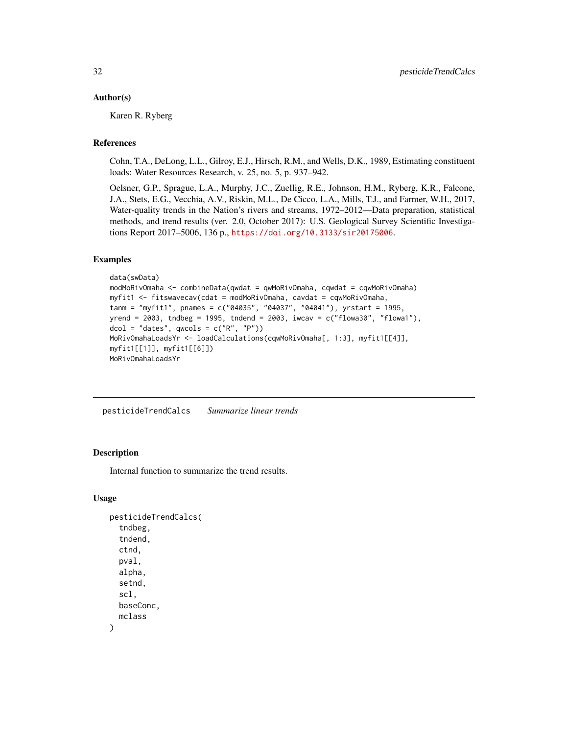### Author(s)

Karen R. Ryberg

### References

Cohn, T.A., DeLong, L.L., Gilroy, E.J., Hirsch, R.M., and Wells, D.K., 1989, Estimating constituent loads: Water Resources Research, v. 25, no. 5, p. 937–942.

Oelsner, G.P., Sprague, L.A., Murphy, J.C., Zuellig, R.E., Johnson, H.M., Ryberg, K.R., Falcone, J.A., Stets, E.G., Vecchia, A.V., Riskin, M.L., De Cicco, L.A., Mills, T.J., and Farmer, W.H., 2017, Water-quality trends in the Nation's rivers and streams, 1972–2012—Data preparation, statistical methods, and trend results (ver. 2.0, October 2017): U.S. Geological Survey Scientific Investigations Report 2017–5006, 136 p., https://doi.org/10.3133/sir20175006.

### Examples

```
data(swData)
modMoRivOmaha <- combineData(qwdat = qwMoRivOmaha, cqwdat = cqwMoRivOmaha)
myfit1 <- fitswavecav(cdat = modMoRivOmaha, cavdat = cqwMoRivOmaha,
tanm = "myfit1", pnames = c("04035", "04037", "04041"), yrstart = 1995,
yrend = 2003, tndbeg = 1995, tndend = 2003, iwcav = c("flowa30", "flowa1"),
dcol = "dates", qwcols = c("R", "P"))
MoRivOmahaLoadsYr <- loadCalculations(cqwMoRivOmaha[, 1:3], myfit1[[4]],
myfit1[[1]], myfit1[[6]])
MoRivOmahaLoadsYr
```

---

## pesticideTrendCalcs    *Summarize linear trends*

### Description

Internal function to summarize the trend results.

### Usage

```
pesticideTrendCalcs(
  tndbeg,
  tndend,
  ctnd,
  pval,
  alpha,
  setnd,
  scl,
  baseConc,
  mclass
)
```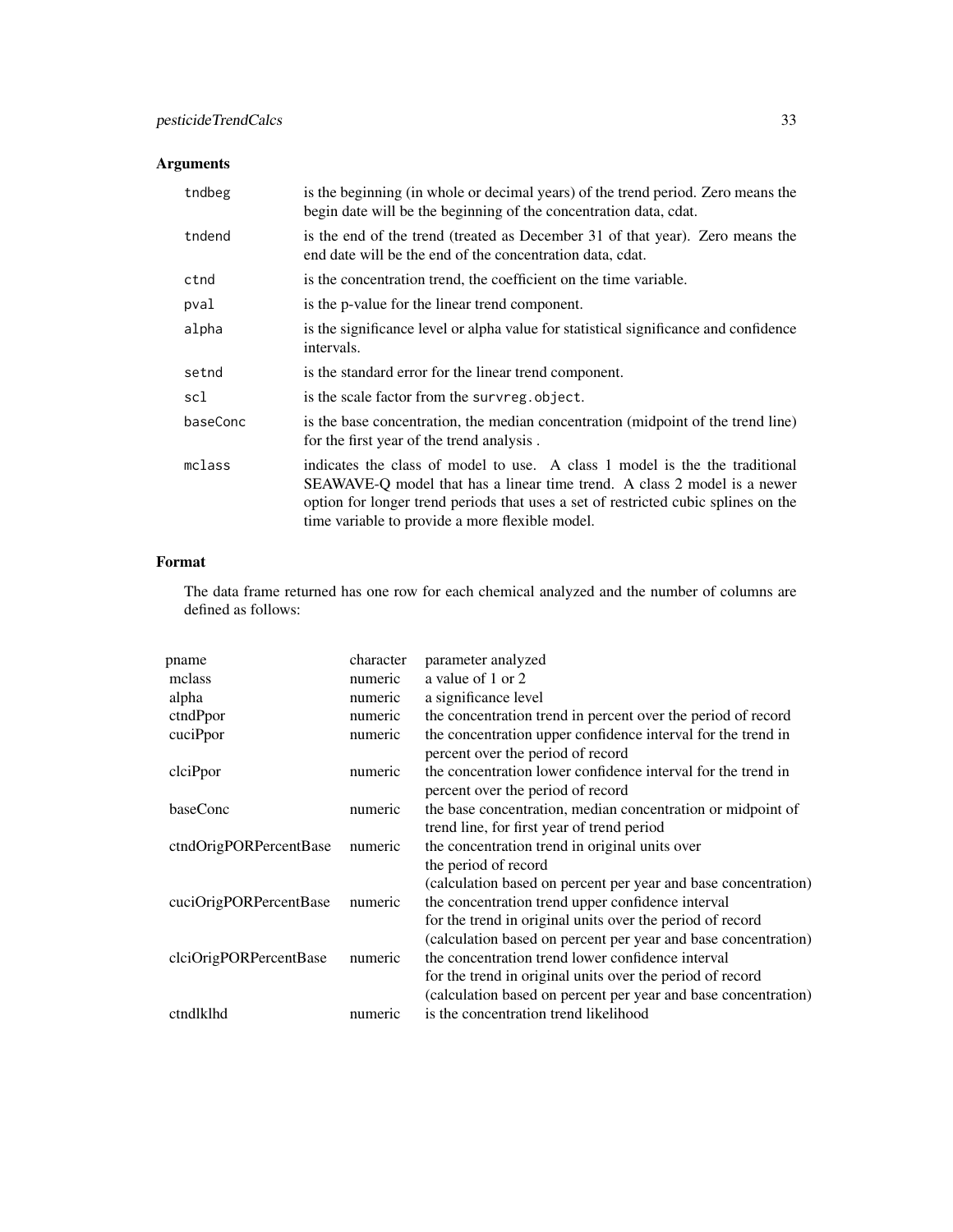## Arguments

| | |
|---|---|
| `tndbeg` | is the beginning (in whole or decimal years) of the trend period. Zero means the begin date will be the beginning of the concentration data, cdat. |
| `tndend` | is the end of the trend (treated as December 31 of that year). Zero means the end date will be the end of the concentration data, cdat. |
| `ctnd` | is the concentration trend, the coefficient on the time variable. |
| `pval` | is the p-value for the linear trend component. |
| `alpha` | is the significance level or alpha value for statistical significance and confidence intervals. |
| `setnd` | is the standard error for the linear trend component. |
| `scl` | is the scale factor from the `survreg.object`. |
| `baseConc` | is the base concentration, the median concentration (midpoint of the trend line) for the first year of the trend analysis . |
| `mclass` | indicates the class of model to use. A class 1 model is the the traditional SEAWAVE-Q model that has a linear time trend. A class 2 model is a newer option for longer trend periods that uses a set of restricted cubic splines on the time variable to provide a more flexible model. |

## Format

The data frame returned has one row for each chemical analyzed and the number of columns are defined as follows:

| | | |
|---|---|---|
| pname | character | parameter analyzed |
| mclass | numeric | a value of 1 or 2 |
| alpha | numeric | a significance level |
| ctndPpor | numeric | the concentration trend in percent over the period of record |
| cuciPpor | numeric | the concentration upper confidence interval for the trend in percent over the period of record |
| clciPpor | numeric | the concentration lower confidence interval for the trend in percent over the period of record |
| baseConc | numeric | the base concentration, median concentration or midpoint of trend line, for first year of trend period |
| ctndOrigPORPercentBase | numeric | the concentration trend in original units over the period of record (calculation based on percent per year and base concentration) |
| cuciOrigPORPercentBase | numeric | the concentration trend upper confidence interval for the trend in original units over the period of record (calculation based on percent per year and base concentration) |
| clciOrigPORPercentBase | numeric | the concentration trend lower confidence interval for the trend in original units over the period of record (calculation based on percent per year and base concentration) |
| ctndlklhd | numeric | is the concentration trend likelihood |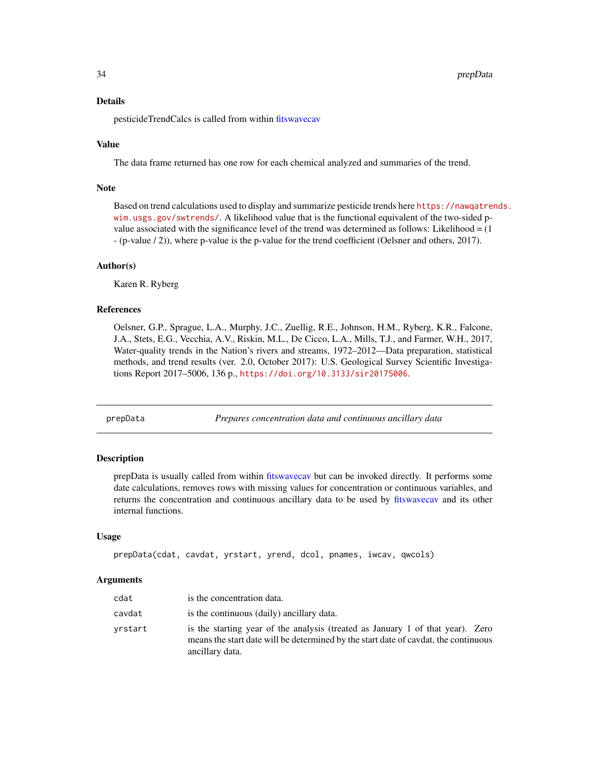### Details

pesticideTrendCalcs is called from within fitswavecav

### Value

The data frame returned has one row for each chemical analyzed and summaries of the trend.

### Note

Based on trend calculations used to display and summarize pesticide trends here https://nawqatrends.wim.usgs.gov/swtrends/. A likelihood value that is the functional equivalent of the two-sided p-value associated with the significance level of the trend was determined as follows: Likelihood = (1 - (p-value / 2)), where p-value is the p-value for the trend coefficient (Oelsner and others, 2017).

### Author(s)

Karen R. Ryberg

### References

Oelsner, G.P., Sprague, L.A., Murphy, J.C., Zuellig, R.E., Johnson, H.M., Ryberg, K.R., Falcone, J.A., Stets, E.G., Vecchia, A.V., Riskin, M.L., De Cicco, L.A., Mills, T.J., and Farmer, W.H., 2017, Water-quality trends in the Nation's rivers and streams, 1972–2012—Data preparation, statistical methods, and trend results (ver. 2.0, October 2017): U.S. Geological Survey Scientific Investigations Report 2017–5006, 136 p., https://doi.org/10.3133/sir20175006.

---

## prepData — *Prepares concentration data and continuous ancillary data*

### Description

prepData is usually called from within fitswavecav but can be invoked directly. It performs some date calculations, removes rows with missing values for concentration or continuous variables, and returns the concentration and continuous ancillary data to be used by fitswavecav and its other internal functions.

### Usage

```
prepData(cdat, cavdat, yrstart, yrend, dcol, pnames, iwcav, qwcols)
```

### Arguments

| | |
|---|---|
| cdat | is the concentration data. |
| cavdat | is the continuous (daily) ancillary data. |
| yrstart | is the starting year of the analysis (treated as January 1 of that year). Zero means the start date will be determined by the start date of cavdat, the continuous ancillary data. |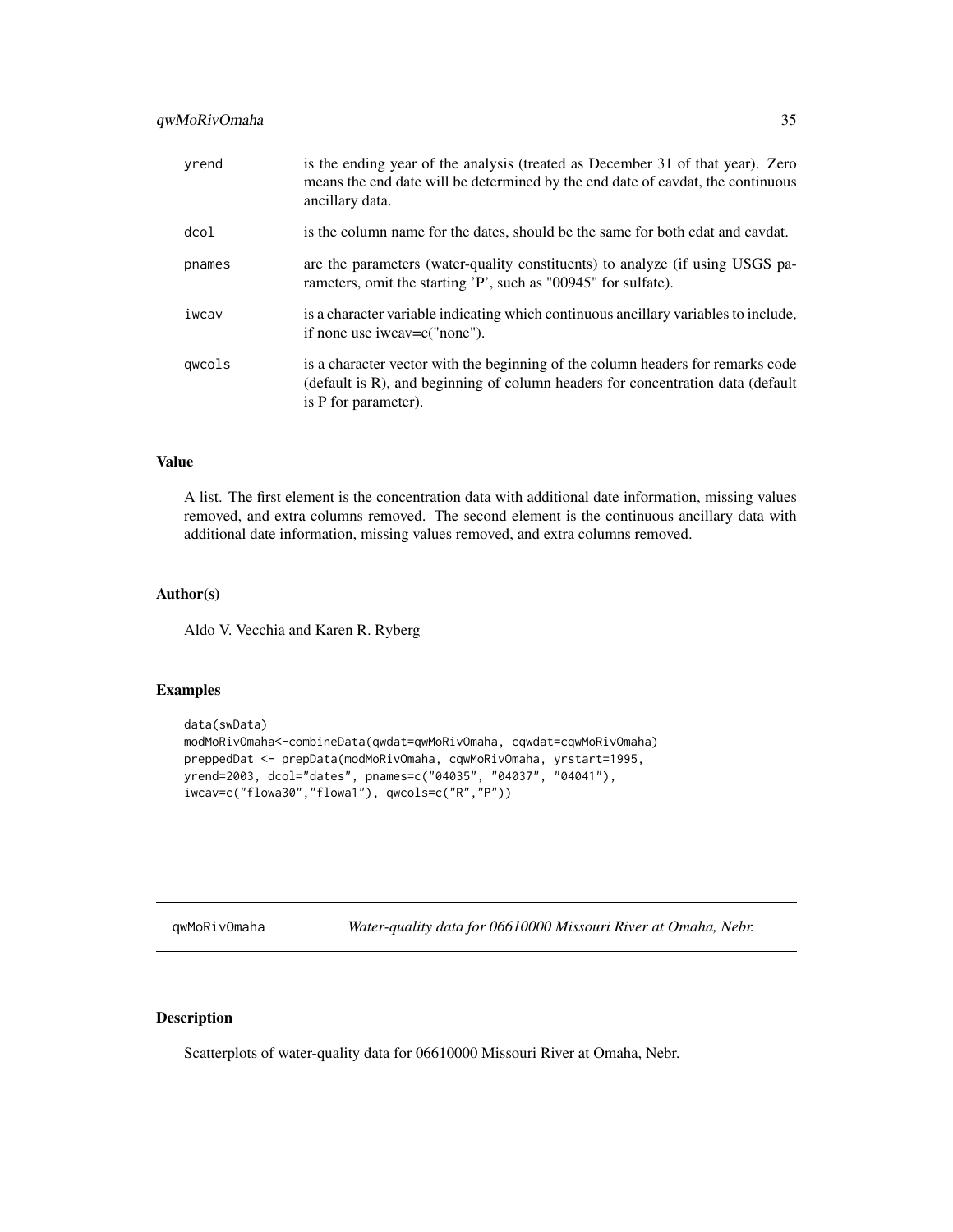| | |
|---|---|
| yrend | is the ending year of the analysis (treated as December 31 of that year). Zero means the end date will be determined by the end date of cavdat, the continuous ancillary data. |
| dcol | is the column name for the dates, should be the same for both cdat and cavdat. |
| pnames | are the parameters (water-quality constituents) to analyze (if using USGS parameters, omit the starting 'P', such as "00945" for sulfate). |
| iwcav | is a character variable indicating which continuous ancillary variables to include, if none use iwcav=c("none"). |
| qwcols | is a character vector with the beginning of the column headers for remarks code (default is R), and beginning of column headers for concentration data (default is P for parameter). |

### Value

A list. The first element is the concentration data with additional date information, missing values removed, and extra columns removed. The second element is the continuous ancillary data with additional date information, missing values removed, and extra columns removed.

### Author(s)

Aldo V. Vecchia and Karen R. Ryberg

### Examples

```
data(swData)
modMoRivOmaha<-combineData(qwdat=qwMoRivOmaha, cqwdat=cqwMoRivOmaha)
preppedDat <- prepData(modMoRivOmaha, cqwMoRivOmaha, yrstart=1995,
yrend=2003, dcol="dates", pnames=c("04035", "04037", "04041"),
iwcav=c("flowa30","flowa1"), qwcols=c("R","P"))
```

---

## qwMoRivOmaha — *Water-quality data for 06610000 Missouri River at Omaha, Nebr.*

### Description

Scatterplots of water-quality data for 06610000 Missouri River at Omaha, Nebr.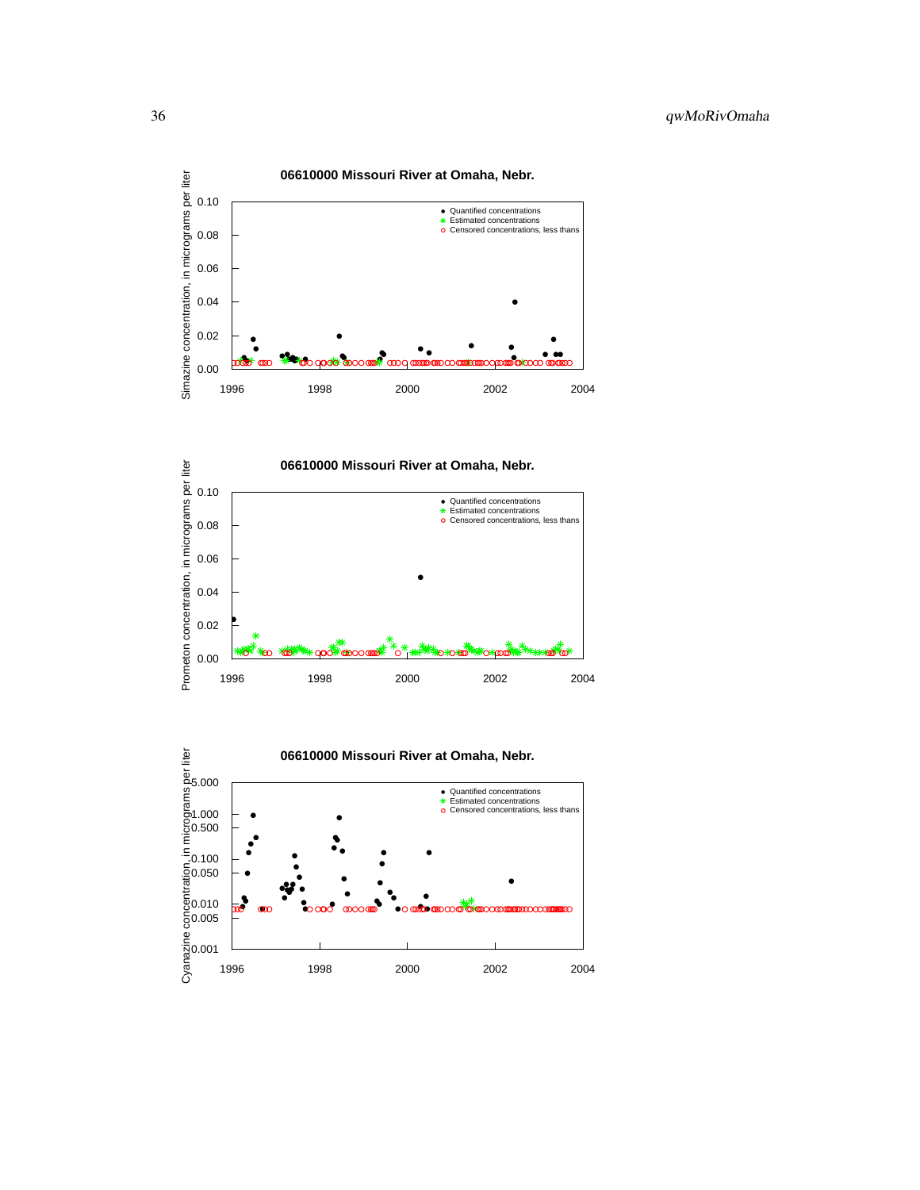### 06610000 Missouri River at Omaha, Nebr.

Simazine concentration, in micrograms per liter

- Quantified concentrations
- Estimated concentrations
- Censored concentrations, less thans

### 06610000 Missouri River at Omaha, Nebr.

Prometon concentration, in micrograms per liter

- Quantified concentrations
- Estimated concentrations
- Censored concentrations, less thans

### 06610000 Missouri River at Omaha, Nebr.

Cyanazine concentration, in micrograms per liter

- Quantified concentrations
- Estimated concentrations
- Censored concentrations, less thans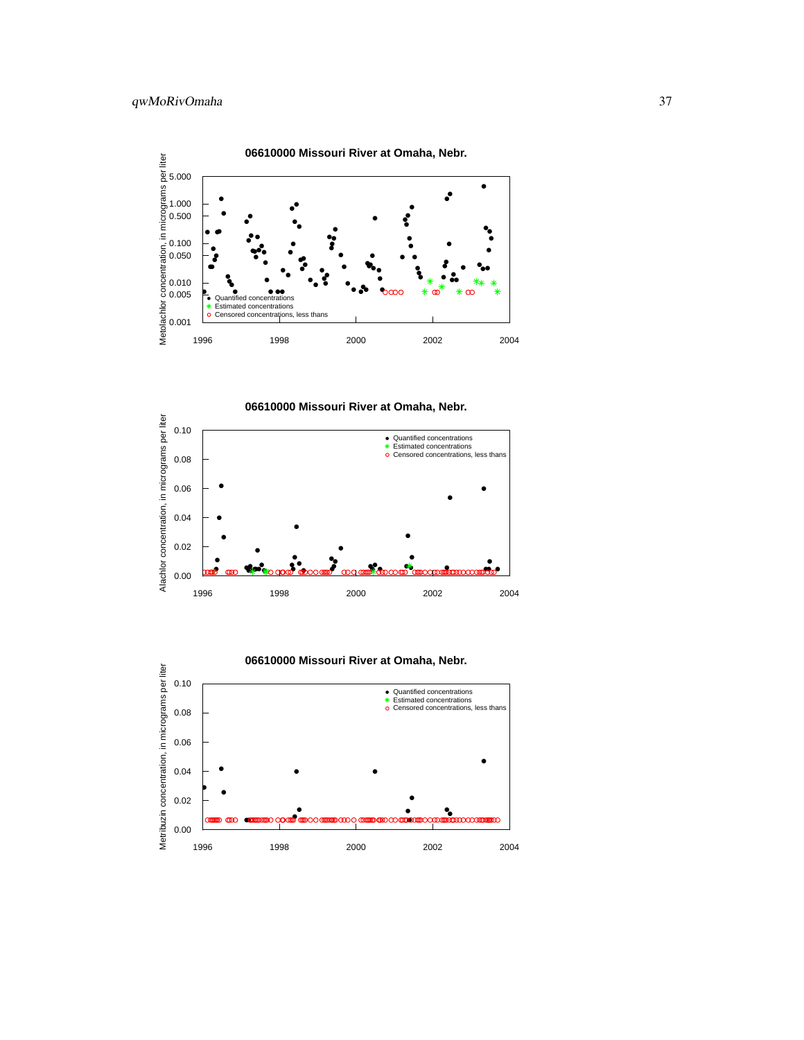**06610000 Missouri River at Omaha, Nebr.**

Metolachlor concentration, in micrograms per liter

- Quantified concentrations
- Estimated concentrations
- Censored concentrations, less thans

**06610000 Missouri River at Omaha, Nebr.**

Alachlor concentration, in micrograms per liter

- Quantified concentrations
- Estimated concentrations
- Censored concentrations, less thans

**06610000 Missouri River at Omaha, Nebr.**

Metribuzin concentration, in micrograms per liter

- Quantified concentrations
- Estimated concentrations
- Censored concentrations, less thans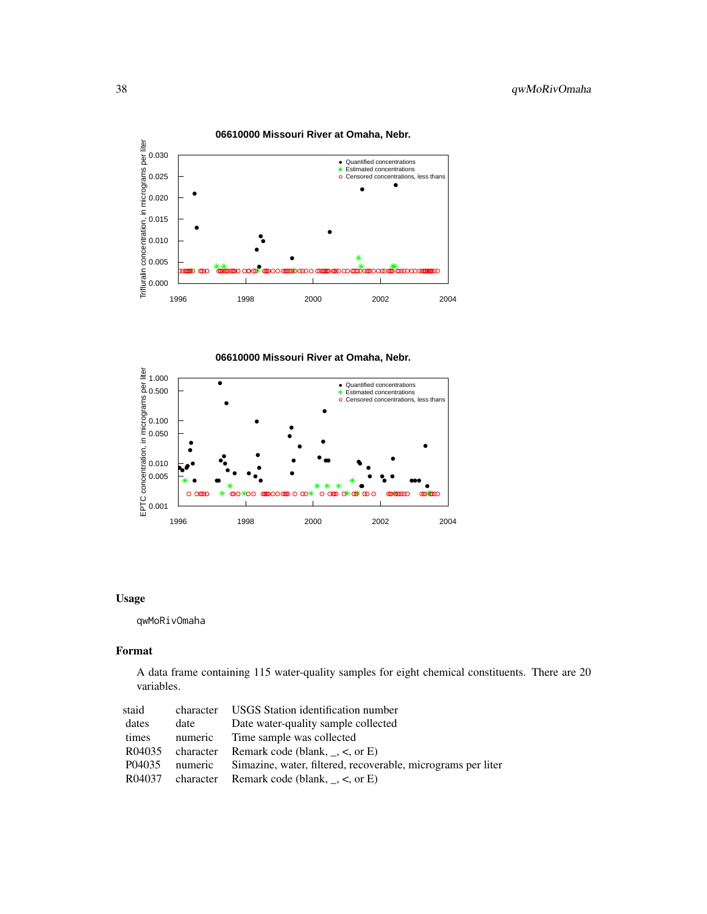## Usage

```
qwMoRivOmaha
```

## Format

A data frame containing 115 water-quality samples for eight chemical constituents. There are 20 variables.

| | | |
|---|---|---|
| staid | character | USGS Station identification number |
| dates | date | Date water-quality sample collected |
| times | numeric | Time sample was collected |
| R04035 | character | Remark code (blank, _, <, or E) |
| P04035 | numeric | Simazine, water, filtered, recoverable, micrograms per liter |
| R04037 | character | Remark code (blank, _, <, or E) |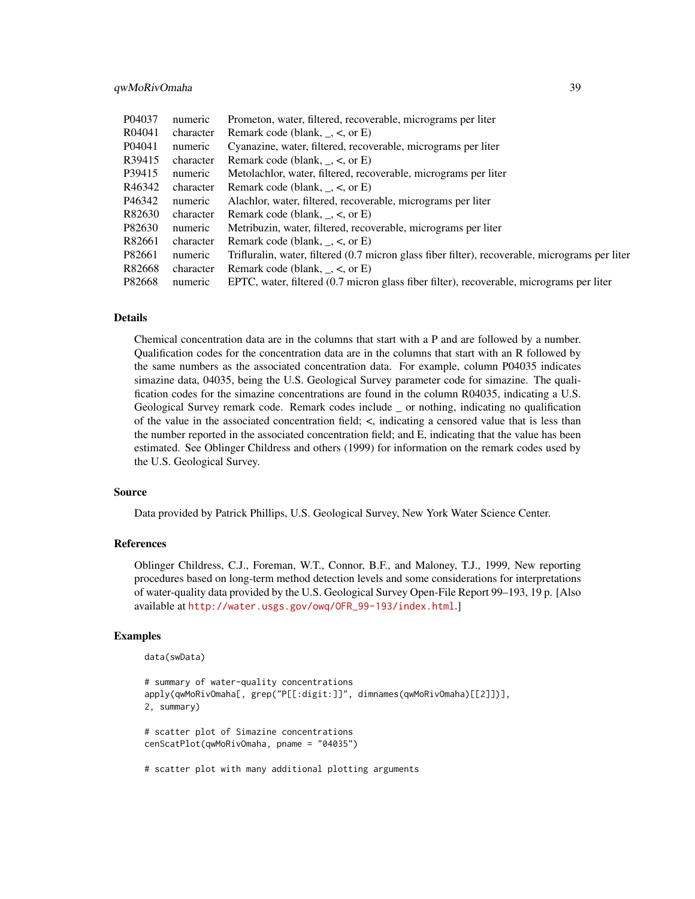| | | |
|---|---|---|
| P04037 | numeric | Prometon, water, filtered, recoverable, micrograms per liter |
| R04041 | character | Remark code (blank, _, <, or E) |
| P04041 | numeric | Cyanazine, water, filtered, recoverable, micrograms per liter |
| R39415 | character | Remark code (blank, _, <, or E) |
| P39415 | numeric | Metolachlor, water, filtered, recoverable, micrograms per liter |
| R46342 | character | Remark code (blank, _, <, or E) |
| P46342 | numeric | Alachlor, water, filtered, recoverable, micrograms per liter |
| R82630 | character | Remark code (blank, _, <, or E) |
| P82630 | numeric | Metribuzin, water, filtered, recoverable, micrograms per liter |
| R82661 | character | Remark code (blank, _, <, or E) |
| P82661 | numeric | Trifluralin, water, filtered (0.7 micron glass fiber filter), recoverable, micrograms per liter |
| R82668 | character | Remark code (blank, _, <, or E) |
| P82668 | numeric | EPTC, water, filtered (0.7 micron glass fiber filter), recoverable, micrograms per liter |

### Details

Chemical concentration data are in the columns that start with a P and are followed by a number. Qualification codes for the concentration data are in the columns that start with an R followed by the same numbers as the associated concentration data. For example, column P04035 indicates simazine data, 04035, being the U.S. Geological Survey parameter code for simazine. The qualification codes for the simazine concentrations are found in the column R04035, indicating a U.S. Geological Survey remark code. Remark codes include _ or nothing, indicating no qualification of the value in the associated concentration field; <, indicating a censored value that is less than the number reported in the associated concentration field; and E, indicating that the value has been estimated. See Oblinger Childress and others (1999) for information on the remark codes used by the U.S. Geological Survey.

### Source

Data provided by Patrick Phillips, U.S. Geological Survey, New York Water Science Center.

### References

Oblinger Childress, C.J., Foreman, W.T., Connor, B.F., and Maloney, T.J., 1999, New reporting procedures based on long-term method detection levels and some considerations for interpretations of water-quality data provided by the U.S. Geological Survey Open-File Report 99–193, 19 p. [Also available at http://water.usgs.gov/owq/OFR_99-193/index.html.]

### Examples

```
data(swData)

# summary of water-quality concentrations
apply(qwMoRivOmaha[, grep("P[[:digit:]]", dimnames(qwMoRivOmaha)[[2]])],
2, summary)

# scatter plot of Simazine concentrations
cenScatPlot(qwMoRivOmaha, pname = "04035")

# scatter plot with many additional plotting arguments
```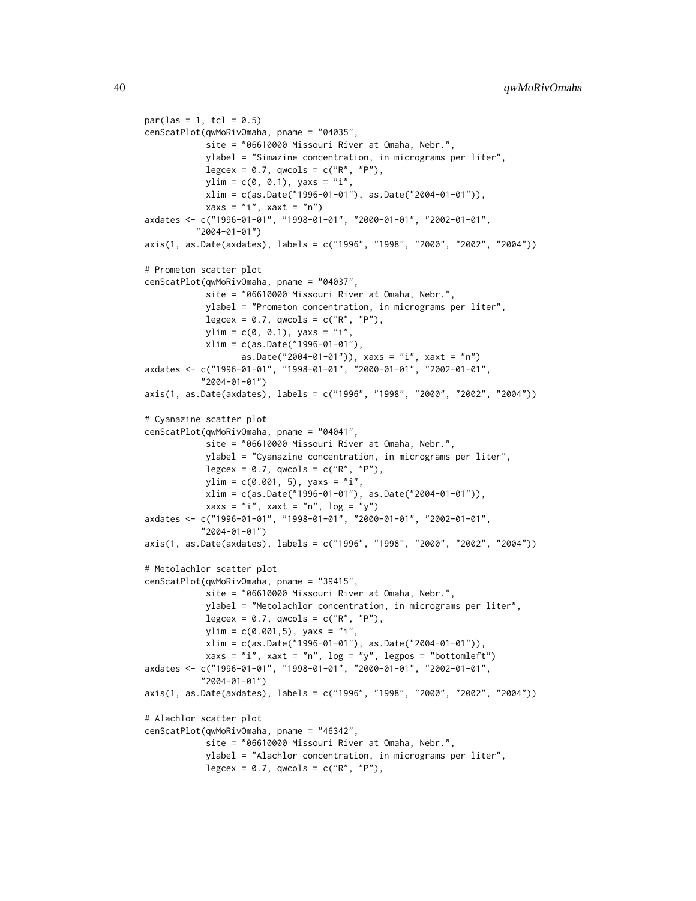```
par(las = 1, tcl = 0.5)
cenScatPlot(qwMoRivOmaha, pname = "04035",
            site = "06610000 Missouri River at Omaha, Nebr.",
            ylabel = "Simazine concentration, in micrograms per liter",
            legcex = 0.7, qwcols = c("R", "P"),
            ylim = c(0, 0.1), yaxs = "i",
            xlim = c(as.Date("1996-01-01"), as.Date("2004-01-01")),
            xaxs = "i", xaxt = "n")
axdates <- c("1996-01-01", "1998-01-01", "2000-01-01", "2002-01-01",
          "2004-01-01")
axis(1, as.Date(axdates), labels = c("1996", "1998", "2000", "2002", "2004"))

# Prometon scatter plot
cenScatPlot(qwMoRivOmaha, pname = "04037",
            site = "06610000 Missouri River at Omaha, Nebr.",
            ylabel = "Prometon concentration, in micrograms per liter",
            legcex = 0.7, qwcols = c("R", "P"),
            ylim = c(0, 0.1), yaxs = "i",
            xlim = c(as.Date("1996-01-01"),
                    as.Date("2004-01-01")), xaxs = "i", xaxt = "n")
axdates <- c("1996-01-01", "1998-01-01", "2000-01-01", "2002-01-01",
           "2004-01-01")
axis(1, as.Date(axdates), labels = c("1996", "1998", "2000", "2002", "2004"))

# Cyanazine scatter plot
cenScatPlot(qwMoRivOmaha, pname = "04041",
            site = "06610000 Missouri River at Omaha, Nebr.",
            ylabel = "Cyanazine concentration, in micrograms per liter",
            legcex = 0.7, qwcols = c("R", "P"),
            ylim = c(0.001, 5), yaxs = "i",
            xlim = c(as.Date("1996-01-01"), as.Date("2004-01-01")),
            xaxs = "i", xaxt = "n", log = "y")
axdates <- c("1996-01-01", "1998-01-01", "2000-01-01", "2002-01-01",
           "2004-01-01")
axis(1, as.Date(axdates), labels = c("1996", "1998", "2000", "2002", "2004"))

# Metolachlor scatter plot
cenScatPlot(qwMoRivOmaha, pname = "39415",
            site = "06610000 Missouri River at Omaha, Nebr.",
            ylabel = "Metolachlor concentration, in micrograms per liter",
            legcex = 0.7, qwcols = c("R", "P"),
            ylim = c(0.001,5), yaxs = "i",
            xlim = c(as.Date("1996-01-01"), as.Date("2004-01-01")),
            xaxs = "i", xaxt = "n", log = "y", legpos = "bottomleft")
axdates <- c("1996-01-01", "1998-01-01", "2000-01-01", "2002-01-01",
           "2004-01-01")
axis(1, as.Date(axdates), labels = c("1996", "1998", "2000", "2002", "2004"))

# Alachlor scatter plot
cenScatPlot(qwMoRivOmaha, pname = "46342",
            site = "06610000 Missouri River at Omaha, Nebr.",
            ylabel = "Alachlor concentration, in micrograms per liter",
            legcex = 0.7, qwcols = c("R", "P"),
```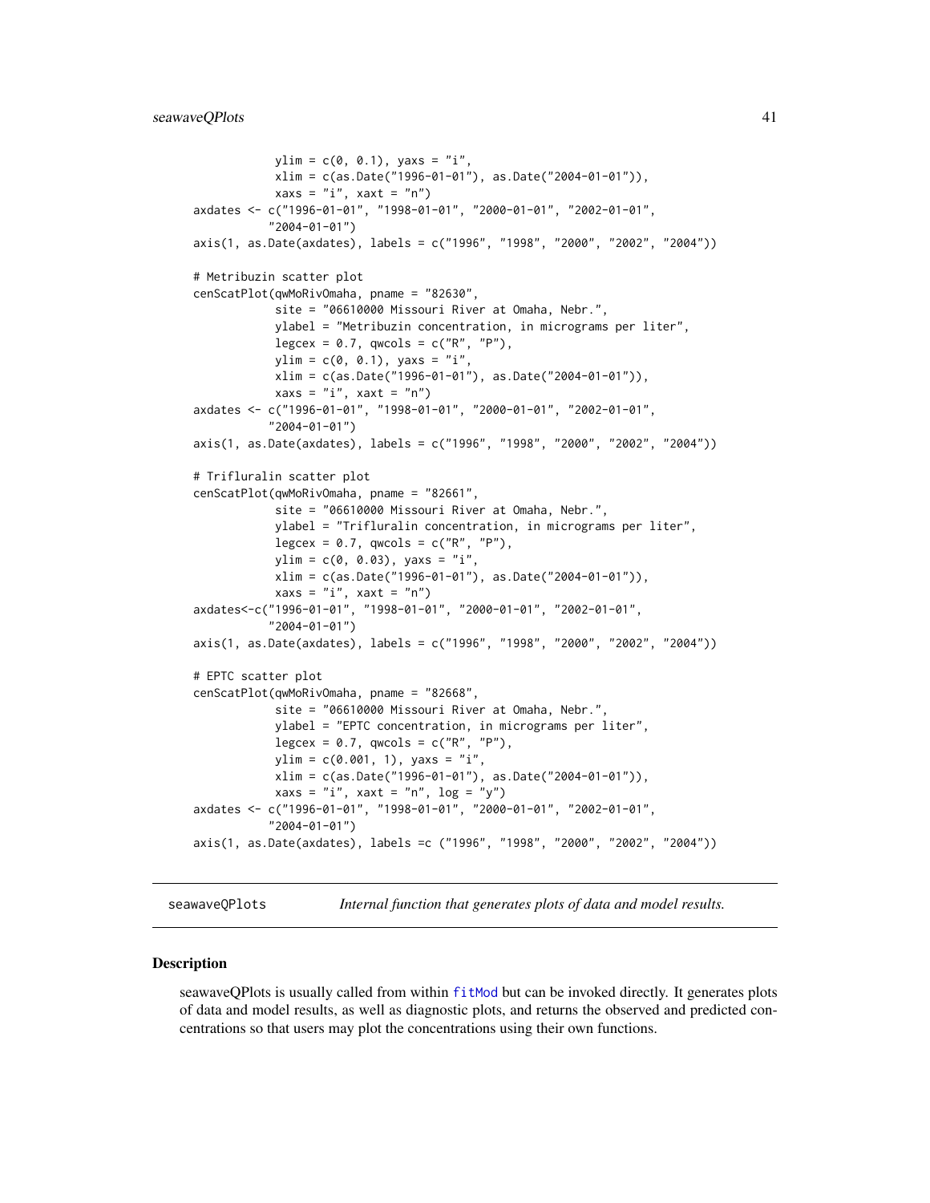```
            ylim = c(0, 0.1), yaxs = "i",
            xlim = c(as.Date("1996-01-01"), as.Date("2004-01-01")),
            xaxs = "i", xaxt = "n")
axdates <- c("1996-01-01", "1998-01-01", "2000-01-01", "2002-01-01",
           "2004-01-01")
axis(1, as.Date(axdates), labels = c("1996", "1998", "2000", "2002", "2004"))

# Metribuzin scatter plot
cenScatPlot(qwMoRivOmaha, pname = "82630",
            site = "06610000 Missouri River at Omaha, Nebr.",
            ylabel = "Metribuzin concentration, in micrograms per liter",
            legcex = 0.7, qwcols = c("R", "P"),
            ylim = c(0, 0.1), yaxs = "i",
            xlim = c(as.Date("1996-01-01"), as.Date("2004-01-01")),
            xaxs = "i", xaxt = "n")
axdates <- c("1996-01-01", "1998-01-01", "2000-01-01", "2002-01-01",
           "2004-01-01")
axis(1, as.Date(axdates), labels = c("1996", "1998", "2000", "2002", "2004"))

# Trifluralin scatter plot
cenScatPlot(qwMoRivOmaha, pname = "82661",
            site = "06610000 Missouri River at Omaha, Nebr.",
            ylabel = "Trifluralin concentration, in micrograms per liter",
            legcex = 0.7, qwcols = c("R", "P"),
            ylim = c(0, 0.03), yaxs = "i",
            xlim = c(as.Date("1996-01-01"), as.Date("2004-01-01")),
            xaxs = "i", xaxt = "n")
axdates<-c("1996-01-01", "1998-01-01", "2000-01-01", "2002-01-01",
           "2004-01-01")
axis(1, as.Date(axdates), labels = c("1996", "1998", "2000", "2002", "2004"))

# EPTC scatter plot
cenScatPlot(qwMoRivOmaha, pname = "82668",
            site = "06610000 Missouri River at Omaha, Nebr.",
            ylabel = "EPTC concentration, in micrograms per liter",
            legcex = 0.7, qwcols = c("R", "P"),
            ylim = c(0.001, 1), yaxs = "i",
            xlim = c(as.Date("1996-01-01"), as.Date("2004-01-01")),
            xaxs = "i", xaxt = "n", log = "y")
axdates <- c("1996-01-01", "1998-01-01", "2000-01-01", "2002-01-01",
           "2004-01-01")
axis(1, as.Date(axdates), labels =c ("1996", "1998", "2000", "2002", "2004"))
```

## seawaveQPlots — *Internal function that generates plots of data and model results.*

### Description

seawaveQPlots is usually called from within fitMod but can be invoked directly. It generates plots of data and model results, as well as diagnostic plots, and returns the observed and predicted concentrations so that users may plot the concentrations using their own functions.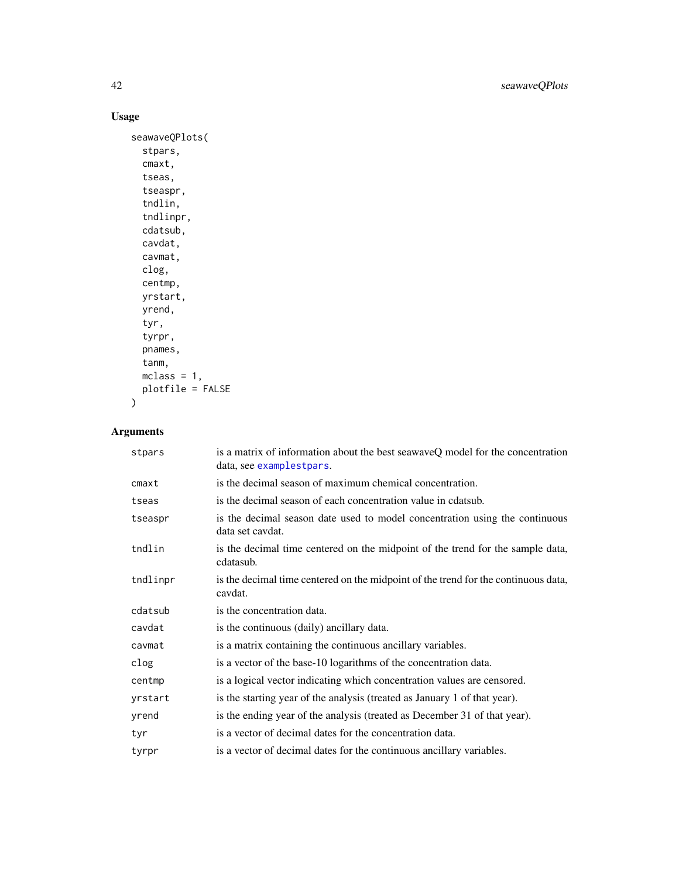## Usage

```
seawaveQPlots(
  stpars,
  cmaxt,
  tseas,
  tseaspr,
  tndlin,
  tndlinpr,
  cdatsub,
  cavdat,
  cavmat,
  clog,
  centmp,
  yrstart,
  yrend,
  tyr,
  tyrpr,
  pnames,
  tanm,
  mclass = 1,
  plotfile = FALSE
)
```

## Arguments

| | |
|---|---|
| stpars | is a matrix of information about the best seawaveQ model for the concentration data, see examplestpars. |
| cmaxt | is the decimal season of maximum chemical concentration. |
| tseas | is the decimal season of each concentration value in cdatsub. |
| tseaspr | is the decimal season date used to model concentration using the continuous data set cavdat. |
| tndlin | is the decimal time centered on the midpoint of the trend for the sample data, cdatasub. |
| tndlinpr | is the decimal time centered on the midpoint of the trend for the continuous data, cavdat. |
| cdatsub | is the concentration data. |
| cavdat | is the continuous (daily) ancillary data. |
| cavmat | is a matrix containing the continuous ancillary variables. |
| clog | is a vector of the base-10 logarithms of the concentration data. |
| centmp | is a logical vector indicating which concentration values are censored. |
| yrstart | is the starting year of the analysis (treated as January 1 of that year). |
| yrend | is the ending year of the analysis (treated as December 31 of that year). |
| tyr | is a vector of decimal dates for the concentration data. |
| tyrpr | is a vector of decimal dates for the continuous ancillary variables. |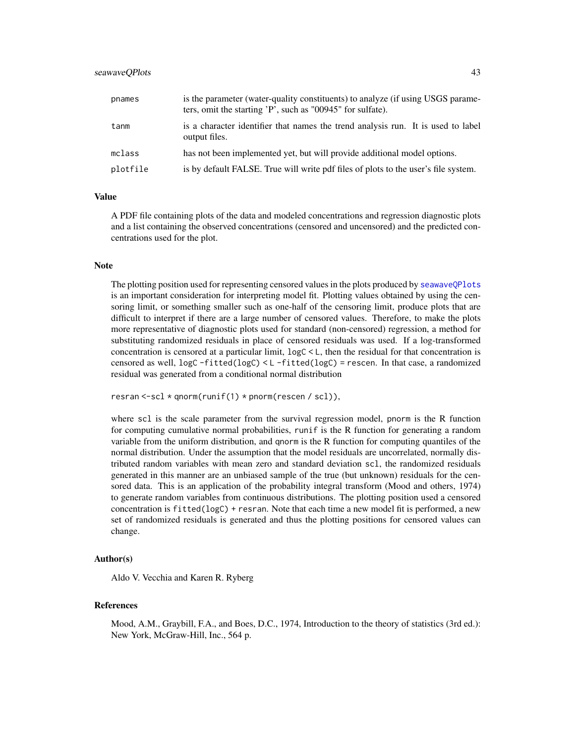| | |
|---|---|
| pnames | is the parameter (water-quality constituents) to analyze (if using USGS parameters, omit the starting 'P', such as "00945" for sulfate). |
| tanm | is a character identifier that names the trend analysis run. It is used to label output files. |
| mclass | has not been implemented yet, but will provide additional model options. |
| plotfile | is by default FALSE. True will write pdf files of plots to the user's file system. |

## Value

A PDF file containing plots of the data and modeled concentrations and regression diagnostic plots and a list containing the observed concentrations (censored and uncensored) and the predicted concentrations used for the plot.

## Note

The plotting position used for representing censored values in the plots produced by `seawaveQPlots` is an important consideration for interpreting model fit. Plotting values obtained by using the censoring limit, or something smaller such as one-half of the censoring limit, produce plots that are difficult to interpret if there are a large number of censored values. Therefore, to make the plots more representative of diagnostic plots used for standard (non-censored) regression, a method for substituting randomized residuals in place of censored residuals was used. If a log-transformed concentration is censored at a particular limit, `logC < L`, then the residual for that concentration is censored as well, `logC -fitted(logC) < L -fitted(logC) = rescen`. In that case, a randomized residual was generated from a conditional normal distribution

```
resran <-scl * qnorm(runif(1) * pnorm(rescen / scl)),
```

where `scl` is the scale parameter from the survival regression model, `pnorm` is the R function for computing cumulative normal probabilities, `runif` is the R function for generating a random variable from the uniform distribution, and `qnorm` is the R function for computing quantiles of the normal distribution. Under the assumption that the model residuals are uncorrelated, normally distributed random variables with mean zero and standard deviation `scl`, the randomized residuals generated in this manner are an unbiased sample of the true (but unknown) residuals for the censored data. This is an application of the probability integral transform (Mood and others, 1974) to generate random variables from continuous distributions. The plotting position used a censored concentration is `fitted(logC) + resran`. Note that each time a new model fit is performed, a new set of randomized residuals is generated and thus the plotting positions for censored values can change.

## Author(s)

Aldo V. Vecchia and Karen R. Ryberg

## References

Mood, A.M., Graybill, F.A., and Boes, D.C., 1974, Introduction to the theory of statistics (3rd ed.): New York, McGraw-Hill, Inc., 564 p.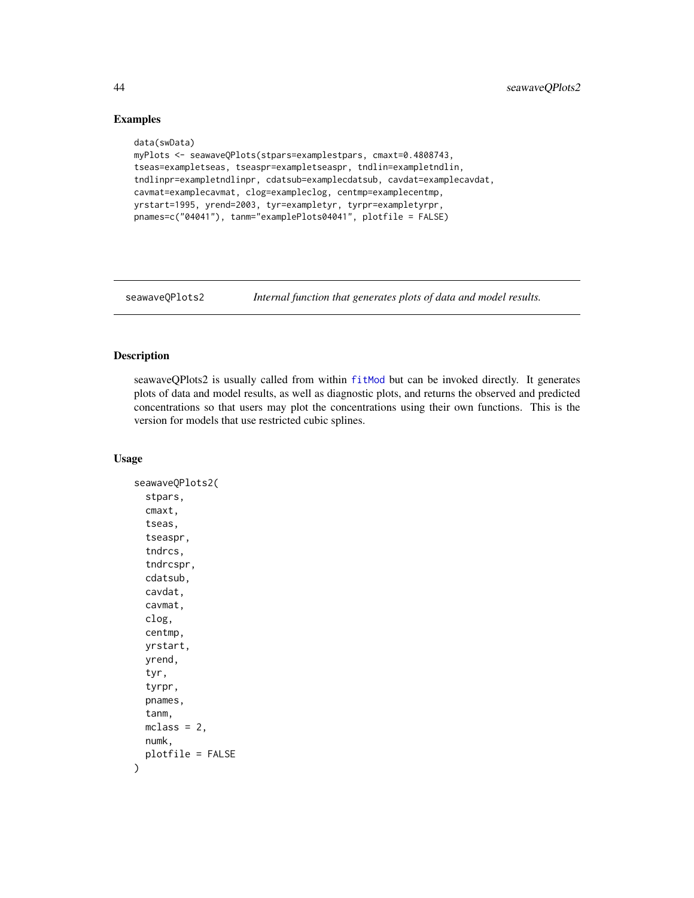## Examples

```
data(swData)
myPlots <- seawaveQPlots(stpars=examplestpars, cmaxt=0.4808743,
tseas=exampletseas, tseaspr=exampletseaspr, tndlin=exampletndlin,
tndlinpr=exampletndlinpr, cdatsub=examplecdatsub, cavdat=examplecavdat,
cavmat=examplecavmat, clog=exampleclog, centmp=examplecentmp,
yrstart=1995, yrend=2003, tyr=exampletyr, tyrpr=exampletyrpr,
pnames=c("04041"), tanm="examplePlots04041", plotfile = FALSE)
```

---

# seawaveQPlots2 — *Internal function that generates plots of data and model results.*

---

## Description

seawaveQPlots2 is usually called from within fitMod but can be invoked directly. It generates plots of data and model results, as well as diagnostic plots, and returns the observed and predicted concentrations so that users may plot the concentrations using their own functions. This is the version for models that use restricted cubic splines.

## Usage

```
seawaveQPlots2(
  stpars,
  cmaxt,
  tseas,
  tseaspr,
  tndrcs,
  tndrcspr,
  cdatsub,
  cavdat,
  cavmat,
  clog,
  centmp,
  yrstart,
  yrend,
  tyr,
  tyrpr,
  pnames,
  tanm,
  mclass = 2,
  numk,
  plotfile = FALSE
)
```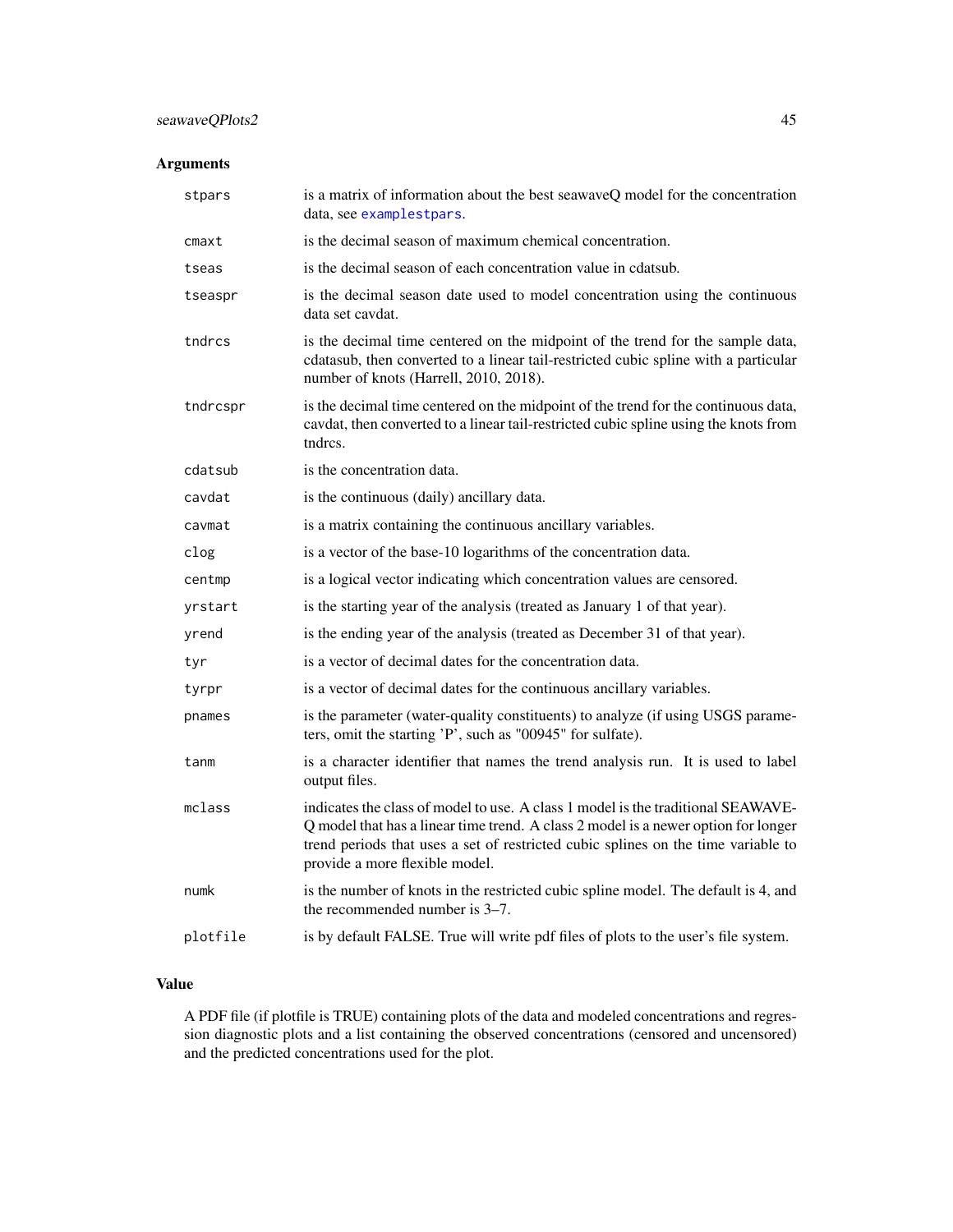## Arguments

| | |
|---|---|
| stpars | is a matrix of information about the best seawaveQ model for the concentration data, see examplestpars. |
| cmaxt | is the decimal season of maximum chemical concentration. |
| tseas | is the decimal season of each concentration value in cdatsub. |
| tseaspr | is the decimal season date used to model concentration using the continuous data set cavdat. |
| tndrcs | is the decimal time centered on the midpoint of the trend for the sample data, cdatasub, then converted to a linear tail-restricted cubic spline with a particular number of knots (Harrell, 2010, 2018). |
| tndrcspr | is the decimal time centered on the midpoint of the trend for the continuous data, cavdat, then converted to a linear tail-restricted cubic spline using the knots from tndrcs. |
| cdatsub | is the concentration data. |
| cavdat | is the continuous (daily) ancillary data. |
| cavmat | is a matrix containing the continuous ancillary variables. |
| clog | is a vector of the base-10 logarithms of the concentration data. |
| centmp | is a logical vector indicating which concentration values are censored. |
| yrstart | is the starting year of the analysis (treated as January 1 of that year). |
| yrend | is the ending year of the analysis (treated as December 31 of that year). |
| tyr | is a vector of decimal dates for the concentration data. |
| tyrpr | is a vector of decimal dates for the continuous ancillary variables. |
| pnames | is the parameter (water-quality constituents) to analyze (if using USGS parameters, omit the starting 'P', such as "00945" for sulfate). |
| tanm | is a character identifier that names the trend analysis run. It is used to label output files. |
| mclass | indicates the class of model to use. A class 1 model is the traditional SEAWAVE-Q model that has a linear time trend. A class 2 model is a newer option for longer trend periods that uses a set of restricted cubic splines on the time variable to provide a more flexible model. |
| numk | is the number of knots in the restricted cubic spline model. The default is 4, and the recommended number is 3–7. |
| plotfile | is by default FALSE. True will write pdf files of plots to the user's file system. |

## Value

A PDF file (if plotfile is TRUE) containing plots of the data and modeled concentrations and regression diagnostic plots and a list containing the observed concentrations (censored and uncensored) and the predicted concentrations used for the plot.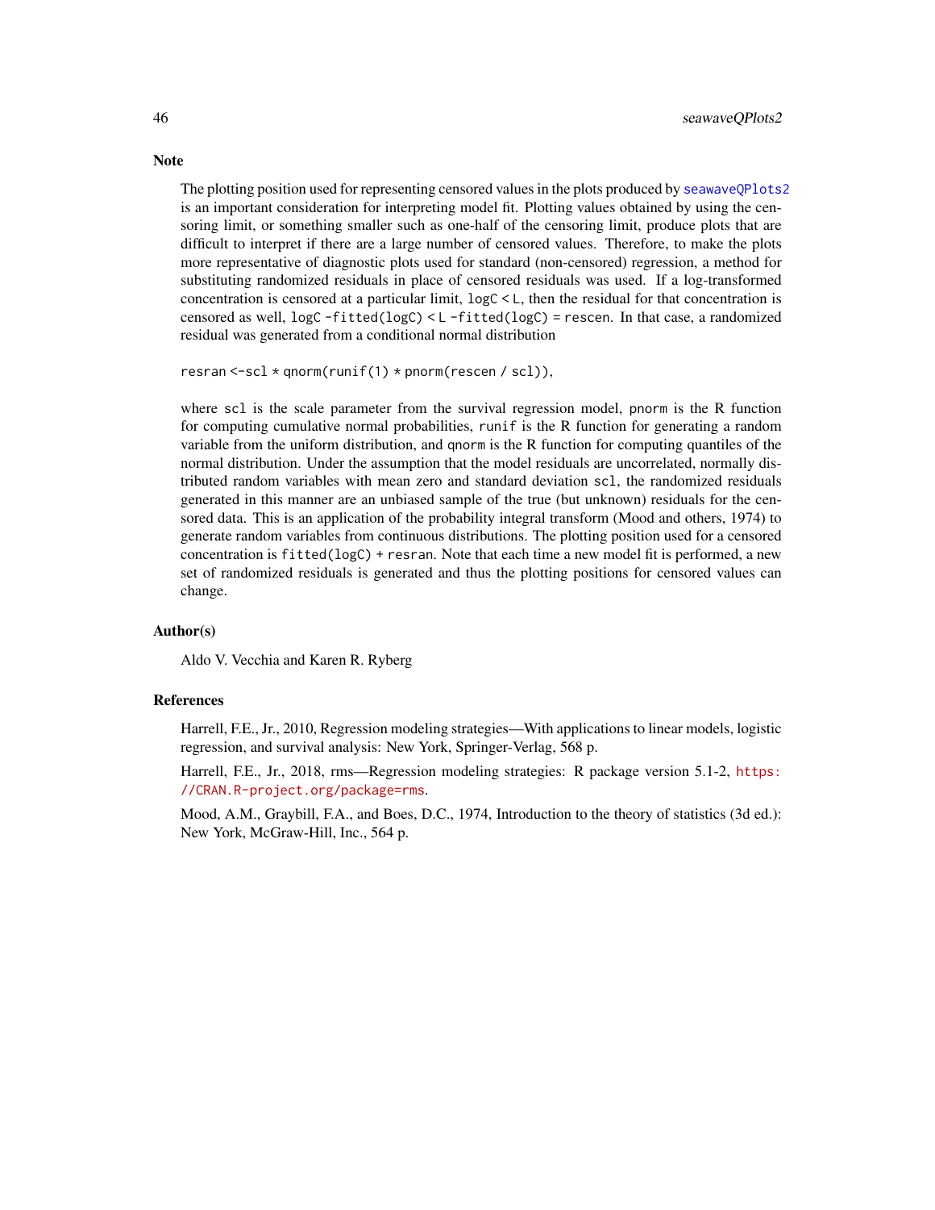## Note

The plotting position used for representing censored values in the plots produced by seawaveQPlots2 is an important consideration for interpreting model fit. Plotting values obtained by using the censoring limit, or something smaller such as one-half of the censoring limit, produce plots that are difficult to interpret if there are a large number of censored values. Therefore, to make the plots more representative of diagnostic plots used for standard (non-censored) regression, a method for substituting randomized residuals in place of censored residuals was used. If a log-transformed concentration is censored at a particular limit, `logC < L`, then the residual for that concentration is censored as well, `logC -fitted(logC) < L -fitted(logC) = rescen`. In that case, a randomized residual was generated from a conditional normal distribution

```
resran <-scl * qnorm(runif(1) * pnorm(rescen / scl)),
```

where `scl` is the scale parameter from the survival regression model, `pnorm` is the R function for computing cumulative normal probabilities, `runif` is the R function for generating a random variable from the uniform distribution, and `qnorm` is the R function for computing quantiles of the normal distribution. Under the assumption that the model residuals are uncorrelated, normally distributed random variables with mean zero and standard deviation `scl`, the randomized residuals generated in this manner are an unbiased sample of the true (but unknown) residuals for the censored data. This is an application of the probability integral transform (Mood and others, 1974) to generate random variables from continuous distributions. The plotting position used for a censored concentration is `fitted(logC) + resran`. Note that each time a new model fit is performed, a new set of randomized residuals is generated and thus the plotting positions for censored values can change.

## Author(s)

Aldo V. Vecchia and Karen R. Ryberg

## References

Harrell, F.E., Jr., 2010, Regression modeling strategies—With applications to linear models, logistic regression, and survival analysis: New York, Springer-Verlag, 568 p.

Harrell, F.E., Jr., 2018, rms—Regression modeling strategies: R package version 5.1-2, https://CRAN.R-project.org/package=rms.

Mood, A.M., Graybill, F.A., and Boes, D.C., 1974, Introduction to the theory of statistics (3d ed.): New York, McGraw-Hill, Inc., 564 p.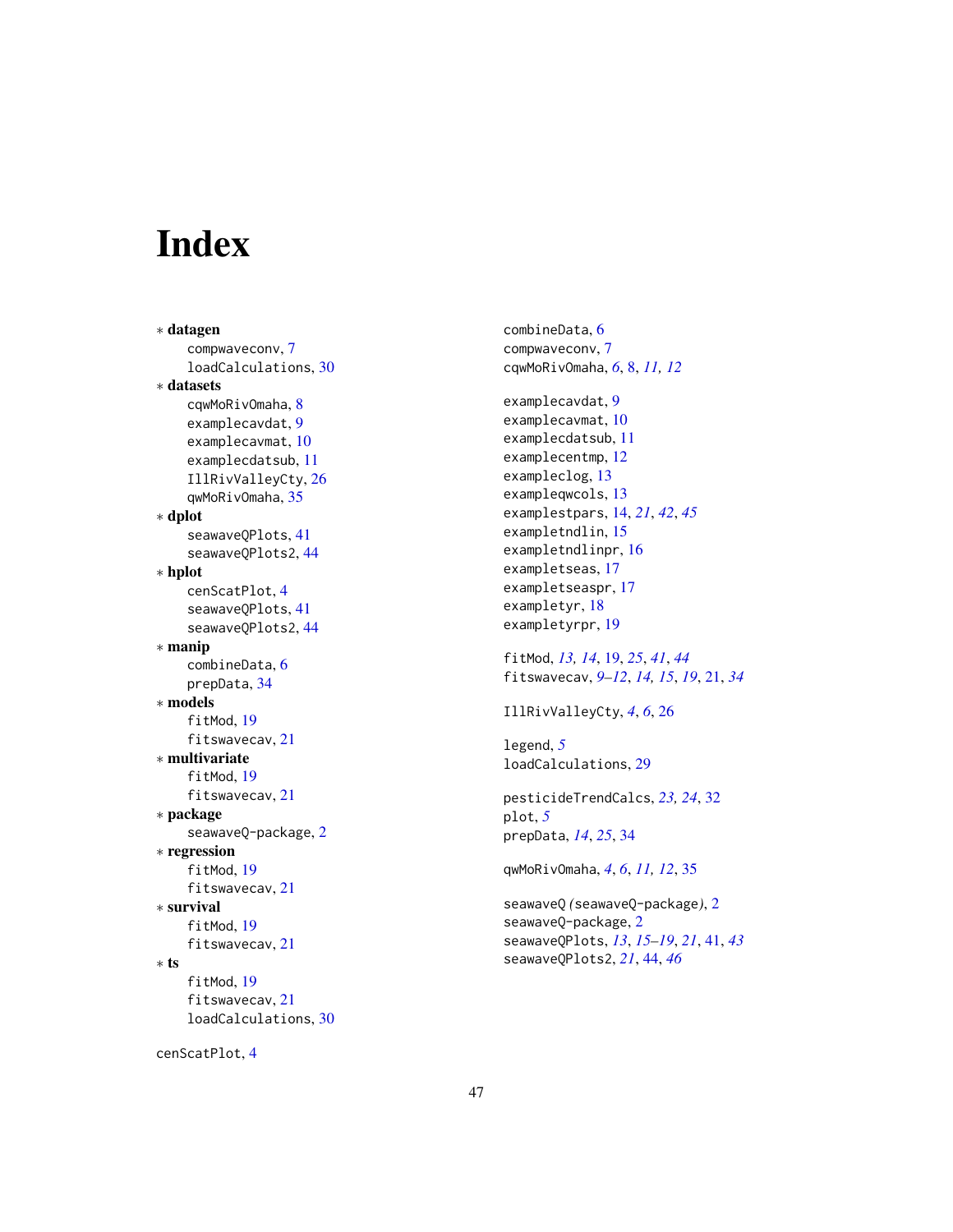# Index

∗ **datagen**
    compwaveconv, 7
    loadCalculations, 30
∗ **datasets**
    cqwMoRivOmaha, 8
    examplecavdat, 9
    examplecavmat, 10
    examplecdatsub, 11
    IllRivValleyCty, 26
    qwMoRivOmaha, 35
∗ **dplot**
    seawaveQPlots, 41
    seawaveQPlots2, 44
∗ **hplot**
    cenScatPlot, 4
    seawaveQPlots, 41
    seawaveQPlots2, 44
∗ **manip**
    combineData, 6
    prepData, 34
∗ **models**
    fitMod, 19
    fitswavecav, 21
∗ **multivariate**
    fitMod, 19
    fitswavecav, 21
∗ **package**
    seawaveQ-package, 2
∗ **regression**
    fitMod, 19
    fitswavecav, 21
∗ **survival**
    fitMod, 19
    fitswavecav, 21
∗ **ts**
    fitMod, 19
    fitswavecav, 21
    loadCalculations, 30

cenScatPlot, 4
combineData, 6
compwaveconv, 7
cqwMoRivOmaha, *6*, 8, *11, 12*

examplecavdat, 9
examplecavmat, 10
examplecdatsub, 11
examplecentmp, 12
exampleclog, 13
exampleqwcols, 13
examplestpars, 14, *21*, *42*, *45*
exampletndlin, 15
exampletndlinpr, 16
exampletseas, 17
exampletseaspr, 17
exampletyr, 18
exampletyrpr, 19

fitMod, *13, 14*, 19, *25*, *41*, *44*
fitswavecav, *9–12*, *14, 15*, *19*, 21, *34*

IllRivValleyCty, *4*, *6*, 26

legend, *5*
loadCalculations, 29

pesticideTrendCalcs, *23, 24*, 32
plot, *5*
prepData, *14*, *25*, 34

qwMoRivOmaha, *4*, *6*, *11, 12*, 35

seawaveQ *(*seawaveQ-package*)*, 2
seawaveQ-package, 2
seawaveQPlots, *13*, *15–19*, *21*, 41, *43*
seawaveQPlots2, *21*, 44, *46*